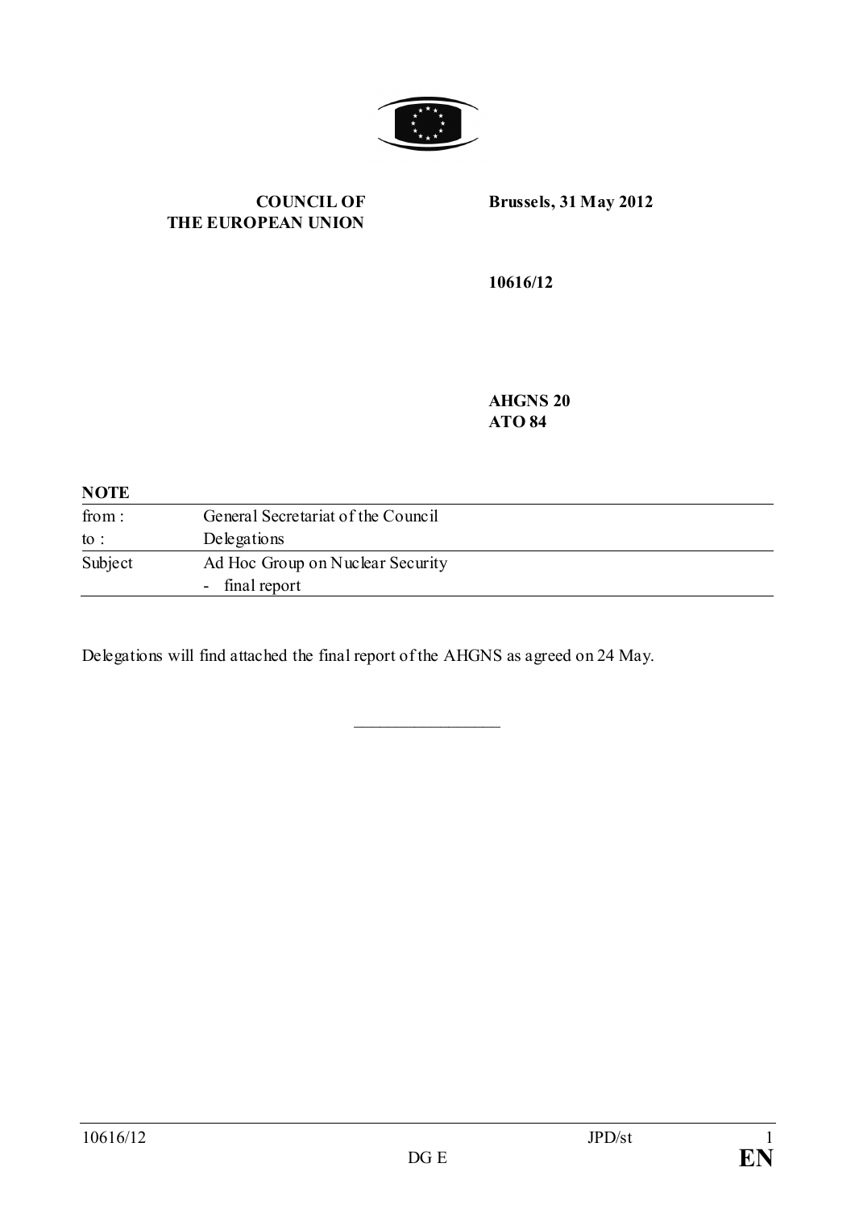**COUNCIL OF THE EUROPEAN UNION**

**Brussels, 31 May 2012**

**10616/12**

**AHGNS 20**
**ATO 84**

**NOTE**

| | |
|---|---|
| from : | General Secretariat of the Council |
| to : | Delegations |
| Subject | Ad Hoc Group on Nuclear Security<br>- final report |

Delegations will find attached the final report of the AHGNS as agreed on 24 May.

________________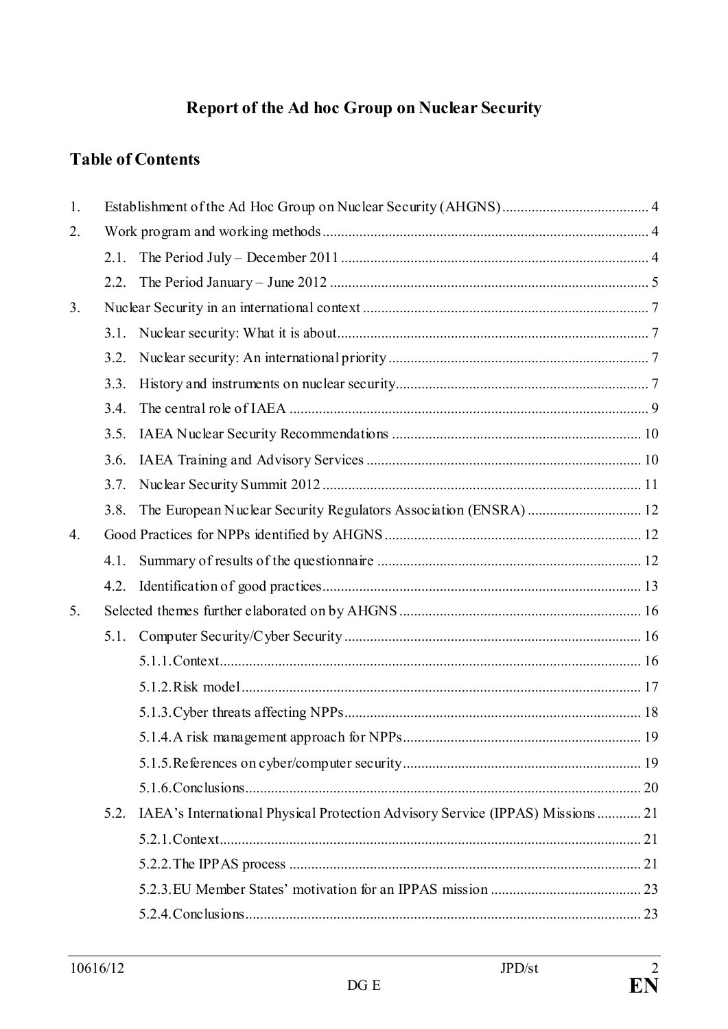# Report of the Ad hoc Group on Nuclear Security

## Table of Contents

1. Establishment of the Ad Hoc Group on Nuclear Security (AHGNS) ........................................ 4
2. Work program and working methods ........................................................................................ 4
   - 2.1. The Period July – December 2011 ................................................................................... 4
   - 2.2. The Period January – June 2012 ...................................................................................... 5
3. Nuclear Security in an international context ............................................................................. 7
   - 3.1. Nuclear security: What it is about.................................................................................... 7
   - 3.2. Nuclear security: An international priority ...................................................................... 7
   - 3.3. History and instruments on nuclear security.................................................................... 7
   - 3.4. The central role of IAEA ................................................................................................. 9
   - 3.5. IAEA Nuclear Security Recommendations ................................................................... 10
   - 3.6. IAEA Training and Advisory Services ........................................................................... 10
   - 3.7. Nuclear Security Summit 2012 ...................................................................................... 11
   - 3.8. The European Nuclear Security Regulators Association (ENSRA) ............................... 12
4. Good Practices for NPPs identified by AHGNS ...................................................................... 12
   - 4.1. Summary of results of the questionnaire ........................................................................ 12
   - 4.2. Identification of good practices ...................................................................................... 13
5. Selected themes further elaborated on by AHGNS ................................................................. 16
   - 5.1. Computer Security/Cyber Security ................................................................................. 16
     - 5.1.1. Context.................................................................................................................. 16
     - 5.1.2. Risk model ............................................................................................................ 17
     - 5.1.3. Cyber threats affecting NPPs................................................................................ 18
     - 5.1.4. A risk management approach for NPPs................................................................ 19
     - 5.1.5. References on cyber/computer security................................................................ 19
     - 5.1.6. Conclusions........................................................................................................... 20
   - 5.2. IAEA's International Physical Protection Advisory Service (IPPAS) Missions ............ 21
     - 5.2.1. Context.................................................................................................................. 21
     - 5.2.2. The IPPAS process ............................................................................................... 21
     - 5.2.3. EU Member States' motivation for an IPPAS mission ......................................... 23
     - 5.2.4. Conclusions........................................................................................................... 23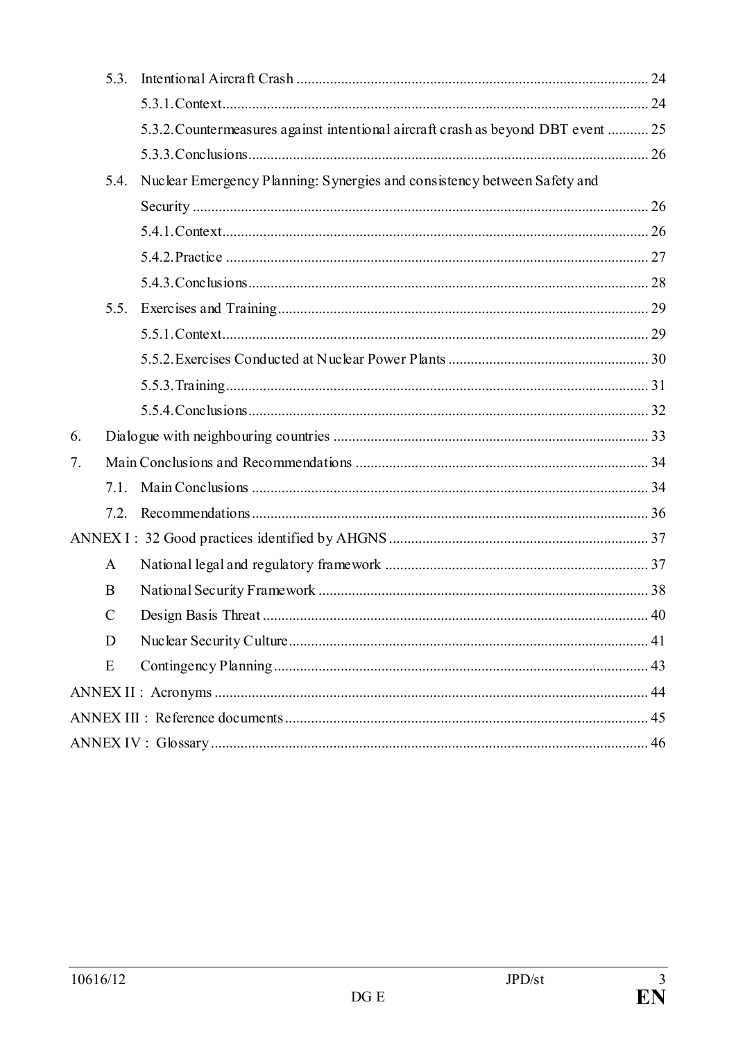- 5.3. Intentional Aircraft Crash ... 24
  - 5.3.1. Context ... 24
  - 5.3.2. Countermeasures against intentional aircraft crash as beyond DBT event ... 25
  - 5.3.3. Conclusions ... 26
- 5.4. Nuclear Emergency Planning: Synergies and consistency between Safety and Security ... 26
  - 5.4.1. Context ... 26
  - 5.4.2. Practice ... 27
  - 5.4.3. Conclusions ... 28
- 5.5. Exercises and Training ... 29
  - 5.5.1. Context ... 29
  - 5.5.2. Exercises Conducted at Nuclear Power Plants ... 30
  - 5.5.3. Training ... 31
  - 5.5.4. Conclusions ... 32

6. Dialogue with neighbouring countries ... 33

7. Main Conclusions and Recommendations ... 34
   - 7.1. Main Conclusions ... 34
   - 7.2. Recommendations ... 36

ANNEX I : 32 Good practices identified by AHGNS ... 37

- A National legal and regulatory framework ... 37
- B National Security Framework ... 38
- C Design Basis Threat ... 40
- D Nuclear Security Culture ... 41
- E Contingency Planning ... 43

ANNEX II : Acronyms ... 44

ANNEX III : Reference documents ... 45

ANNEX IV : Glossary ... 46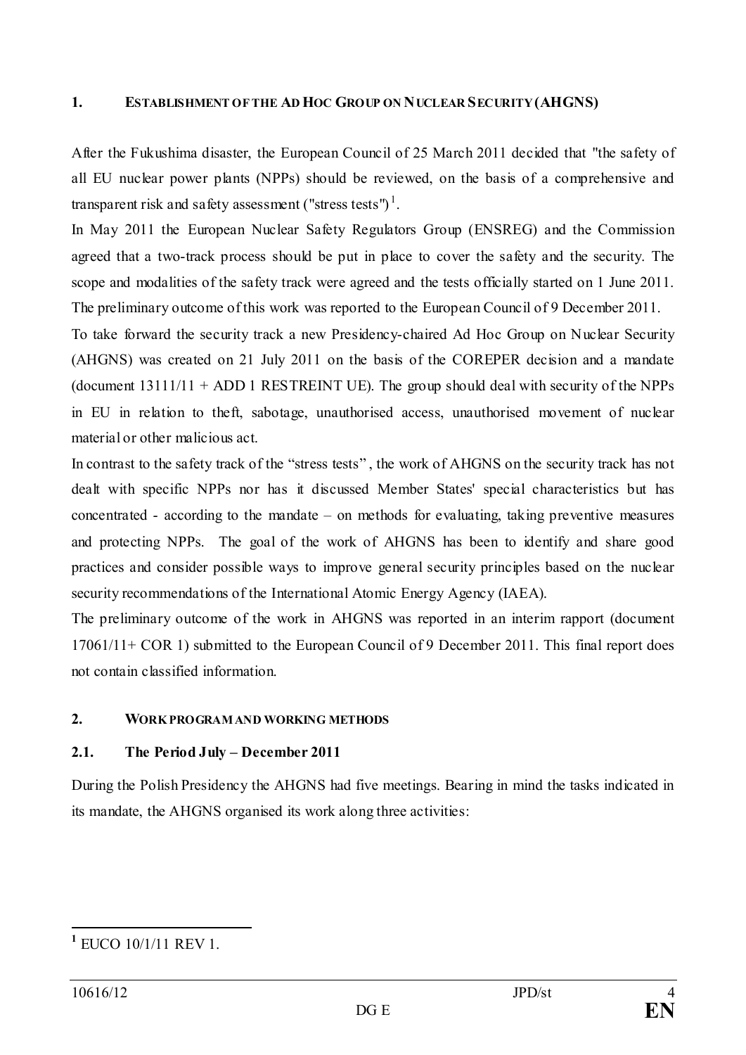## 1. ESTABLISHMENT OF THE AD HOC GROUP ON NUCLEAR SECURITY (AHGNS)

After the Fukushima disaster, the European Council of 25 March 2011 decided that "the safety of all EU nuclear power plants (NPPs) should be reviewed, on the basis of a comprehensive and transparent risk and safety assessment ("stress tests")[1].

In May 2011 the European Nuclear Safety Regulators Group (ENSREG) and the Commission agreed that a two-track process should be put in place to cover the safety and the security. The scope and modalities of the safety track were agreed and the tests officially started on 1 June 2011. The preliminary outcome of this work was reported to the European Council of 9 December 2011.

To take forward the security track a new Presidency-chaired Ad Hoc Group on Nuclear Security (AHGNS) was created on 21 July 2011 on the basis of the COREPER decision and a mandate (document 13111/11 + ADD 1 RESTREINT UE). The group should deal with security of the NPPs in EU in relation to theft, sabotage, unauthorised access, unauthorised movement of nuclear material or other malicious act.

In contrast to the safety track of the "stress tests", the work of AHGNS on the security track has not dealt with specific NPPs nor has it discussed Member States' special characteristics but has concentrated - according to the mandate – on methods for evaluating, taking preventive measures and protecting NPPs. The goal of the work of AHGNS has been to identify and share good practices and consider possible ways to improve general security principles based on the nuclear security recommendations of the International Atomic Energy Agency (IAEA).

The preliminary outcome of the work in AHGNS was reported in an interim rapport (document 17061/11+ COR 1) submitted to the European Council of 9 December 2011. This final report does not contain classified information.

## 2. WORK PROGRAM AND WORKING METHODS

### 2.1. The Period July – December 2011

During the Polish Presidency the AHGNS had five meetings. Bearing in mind the tasks indicated in its mandate, the AHGNS organised its work along three activities:

---

[1] EUCO 10/1/11 REV 1.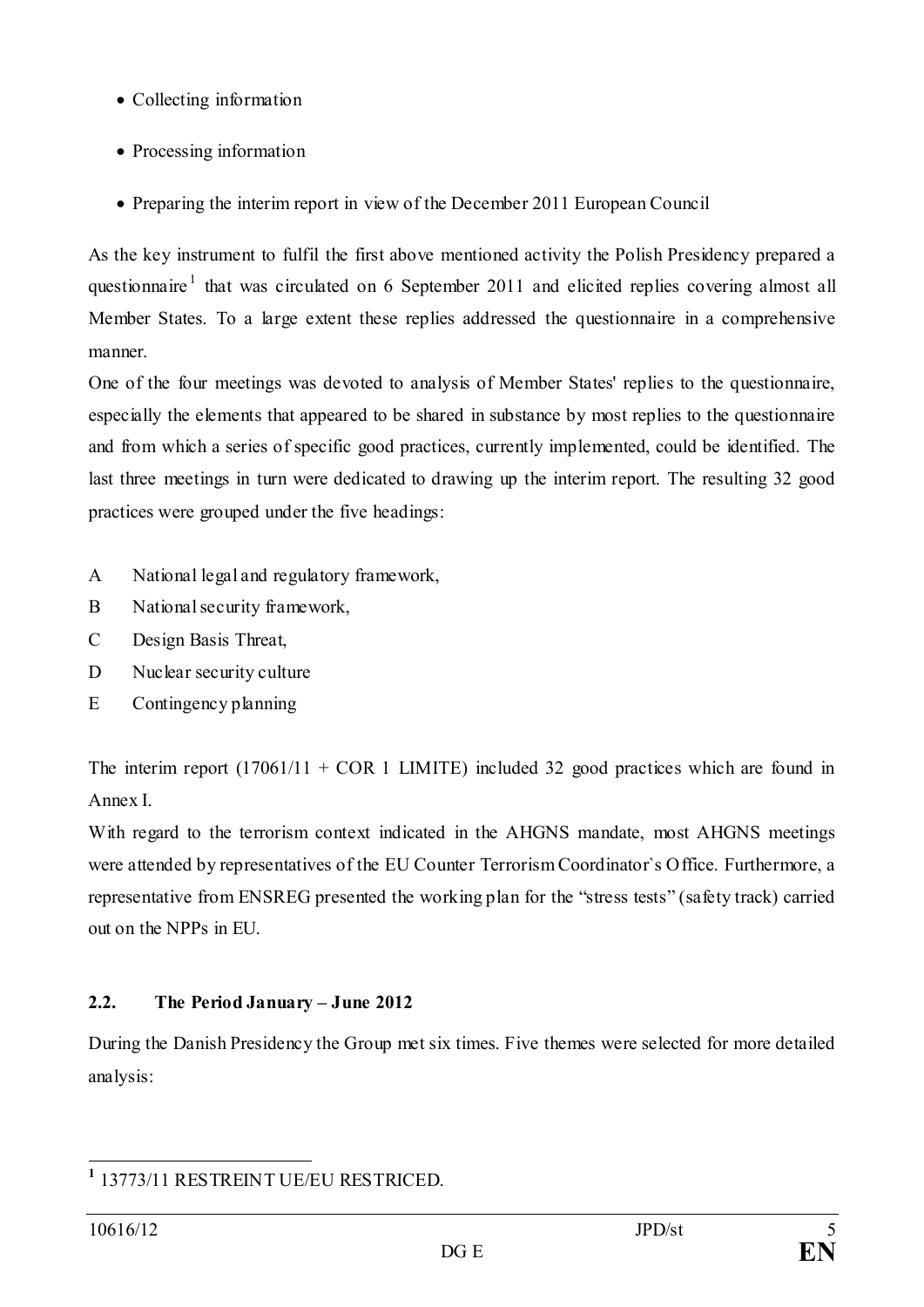- Collecting information
- Processing information
- Preparing the interim report in view of the December 2011 European Council

As the key instrument to fulfil the first above mentioned activity the Polish Presidency prepared a questionnaire[1] that was circulated on 6 September 2011 and elicited replies covering almost all Member States. To a large extent these replies addressed the questionnaire in a comprehensive manner.

One of the four meetings was devoted to analysis of Member States' replies to the questionnaire, especially the elements that appeared to be shared in substance by most replies to the questionnaire and from which a series of specific good practices, currently implemented, could be identified. The last three meetings in turn were dedicated to drawing up the interim report. The resulting 32 good practices were grouped under the five headings:

A National legal and regulatory framework,

B National security framework,

C Design Basis Threat,

D Nuclear security culture

E Contingency planning

The interim report (17061/11 + COR 1 LIMITE) included 32 good practices which are found in Annex I.

With regard to the terrorism context indicated in the AHGNS mandate, most AHGNS meetings were attended by representatives of the EU Counter Terrorism Coordinator`s Office. Furthermore, a representative from ENSREG presented the working plan for the "stress tests" (safety track) carried out on the NPPs in EU.

## 2.2. The Period January – June 2012

During the Danish Presidency the Group met six times. Five themes were selected for more detailed analysis:

[1] 13773/11 RESTREINT UE/EU RESTRICED.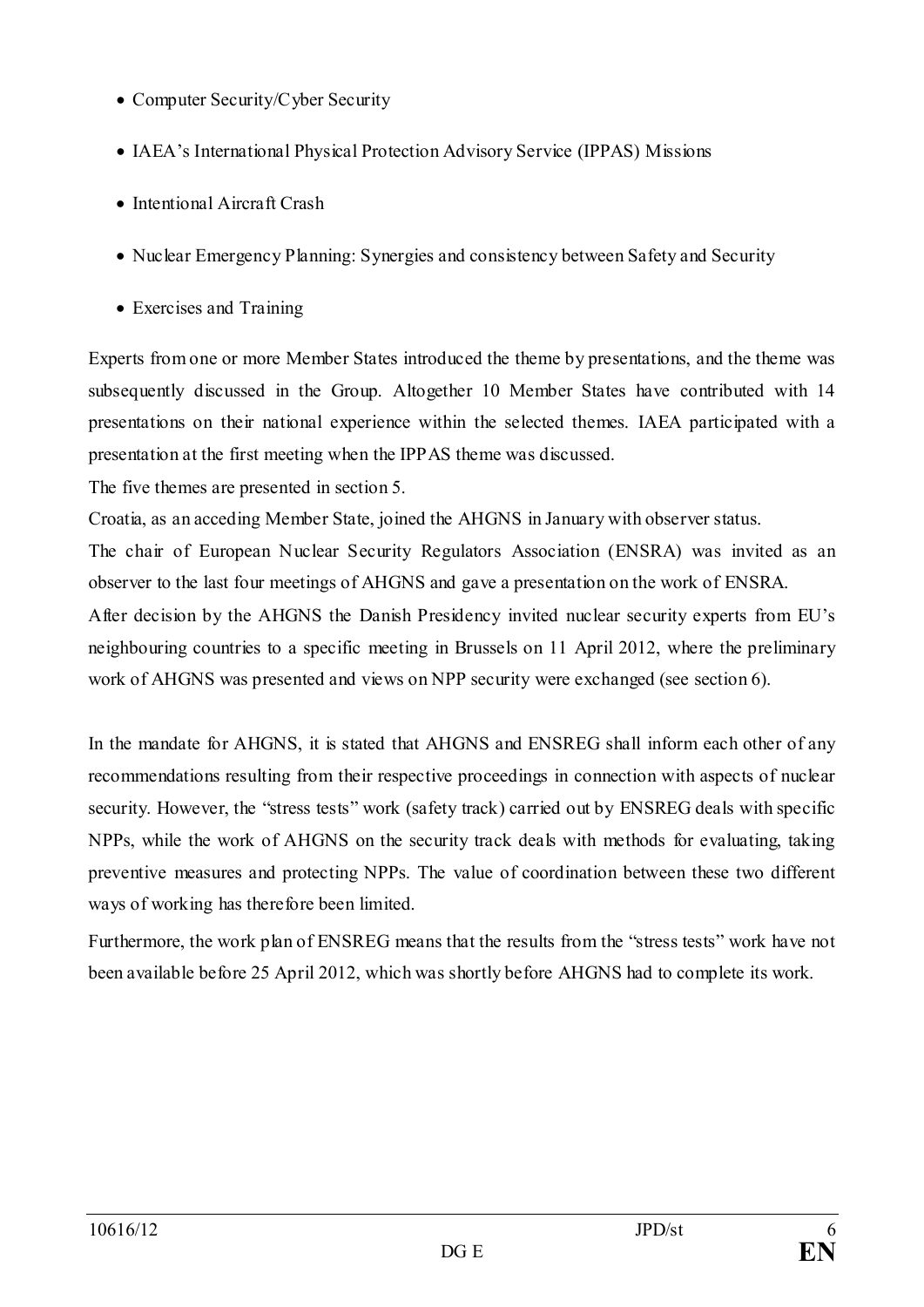- Computer Security/Cyber Security
- IAEA's International Physical Protection Advisory Service (IPPAS) Missions
- Intentional Aircraft Crash
- Nuclear Emergency Planning: Synergies and consistency between Safety and Security
- Exercises and Training

Experts from one or more Member States introduced the theme by presentations, and the theme was subsequently discussed in the Group. Altogether 10 Member States have contributed with 14 presentations on their national experience within the selected themes. IAEA participated with a presentation at the first meeting when the IPPAS theme was discussed.

The five themes are presented in section 5.

Croatia, as an acceding Member State, joined the AHGNS in January with observer status.

The chair of European Nuclear Security Regulators Association (ENSRA) was invited as an observer to the last four meetings of AHGNS and gave a presentation on the work of ENSRA.

After decision by the AHGNS the Danish Presidency invited nuclear security experts from EU's neighbouring countries to a specific meeting in Brussels on 11 April 2012, where the preliminary work of AHGNS was presented and views on NPP security were exchanged (see section 6).

In the mandate for AHGNS, it is stated that AHGNS and ENSREG shall inform each other of any recommendations resulting from their respective proceedings in connection with aspects of nuclear security. However, the "stress tests" work (safety track) carried out by ENSREG deals with specific NPPs, while the work of AHGNS on the security track deals with methods for evaluating, taking preventive measures and protecting NPPs. The value of coordination between these two different ways of working has therefore been limited.

Furthermore, the work plan of ENSREG means that the results from the "stress tests" work have not been available before 25 April 2012, which was shortly before AHGNS had to complete its work.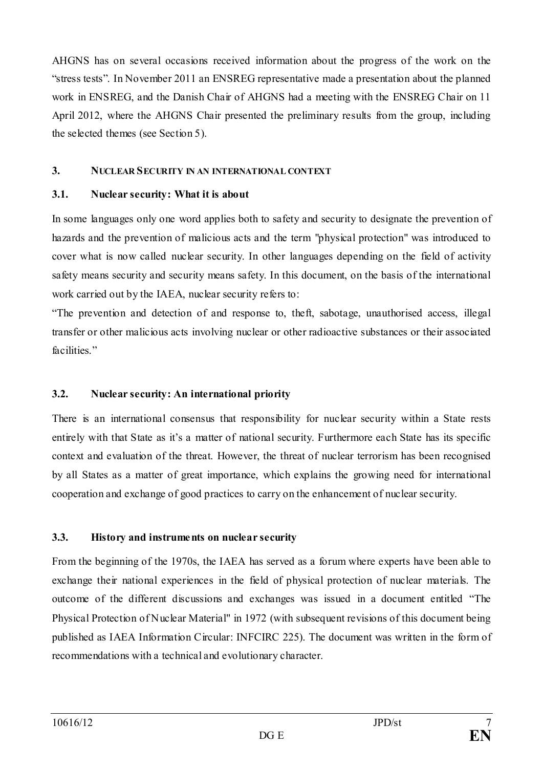AHGNS has on several occasions received information about the progress of the work on the "stress tests". In November 2011 an ENSREG representative made a presentation about the planned work in ENSREG, and the Danish Chair of AHGNS had a meeting with the ENSREG Chair on 11 April 2012, where the AHGNS Chair presented the preliminary results from the group, including the selected themes (see Section 5).

## 3. NUCLEAR SECURITY IN AN INTERNATIONAL CONTEXT

### 3.1. Nuclear security: What it is about

In some languages only one word applies both to safety and security to designate the prevention of hazards and the prevention of malicious acts and the term "physical protection" was introduced to cover what is now called nuclear security. In other languages depending on the field of activity safety means security and security means safety. In this document, on the basis of the international work carried out by the IAEA, nuclear security refers to:

"The prevention and detection of and response to, theft, sabotage, unauthorised access, illegal transfer or other malicious acts involving nuclear or other radioactive substances or their associated facilities."

### 3.2. Nuclear security: An international priority

There is an international consensus that responsibility for nuclear security within a State rests entirely with that State as it's a matter of national security. Furthermore each State has its specific context and evaluation of the threat. However, the threat of nuclear terrorism has been recognised by all States as a matter of great importance, which explains the growing need for international cooperation and exchange of good practices to carry on the enhancement of nuclear security.

### 3.3. History and instruments on nuclear security

From the beginning of the 1970s, the IAEA has served as a forum where experts have been able to exchange their national experiences in the field of physical protection of nuclear materials. The outcome of the different discussions and exchanges was issued in a document entitled "The Physical Protection of Nuclear Material" in 1972 (with subsequent revisions of this document being published as IAEA Information Circular: INFCIRC 225). The document was written in the form of recommendations with a technical and evolutionary character.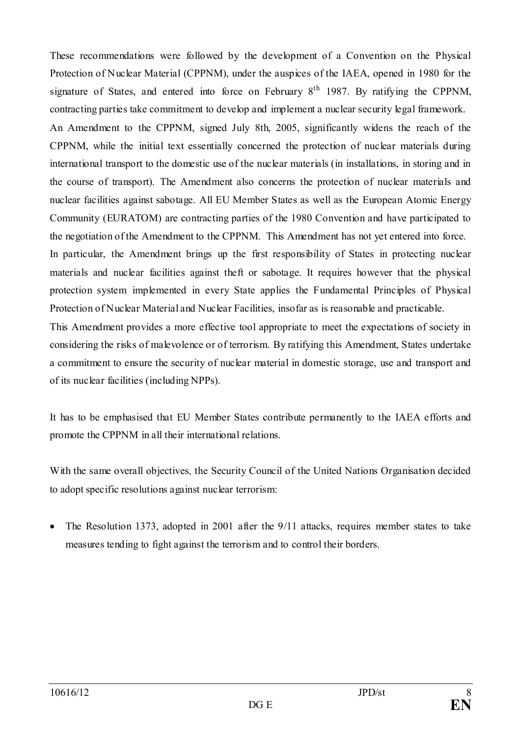These recommendations were followed by the development of a Convention on the Physical Protection of Nuclear Material (CPPNM), under the auspices of the IAEA, opened in 1980 for the signature of States, and entered into force on February 8th 1987. By ratifying the CPPNM, contracting parties take commitment to develop and implement a nuclear security legal framework.

An Amendment to the CPPNM, signed July 8th, 2005, significantly widens the reach of the CPPNM, while the initial text essentially concerned the protection of nuclear materials during international transport to the domestic use of the nuclear materials (in installations, in storing and in the course of transport). The Amendment also concerns the protection of nuclear materials and nuclear facilities against sabotage. All EU Member States as well as the European Atomic Energy Community (EURATOM) are contracting parties of the 1980 Convention and have participated to the negotiation of the Amendment to the CPPNM. This Amendment has not yet entered into force.

In particular, the Amendment brings up the first responsibility of States in protecting nuclear materials and nuclear facilities against theft or sabotage. It requires however that the physical protection system implemented in every State applies the Fundamental Principles of Physical Protection of Nuclear Material and Nuclear Facilities, insofar as is reasonable and practicable.

This Amendment provides a more effective tool appropriate to meet the expectations of society in considering the risks of malevolence or of terrorism. By ratifying this Amendment, States undertake a commitment to ensure the security of nuclear material in domestic storage, use and transport and of its nuclear facilities (including NPPs).

It has to be emphasised that EU Member States contribute permanently to the IAEA efforts and promote the CPPNM in all their international relations.

With the same overall objectives, the Security Council of the United Nations Organisation decided to adopt specific resolutions against nuclear terrorism:

- The Resolution 1373, adopted in 2001 after the 9/11 attacks, requires member states to take measures tending to fight against the terrorism and to control their borders.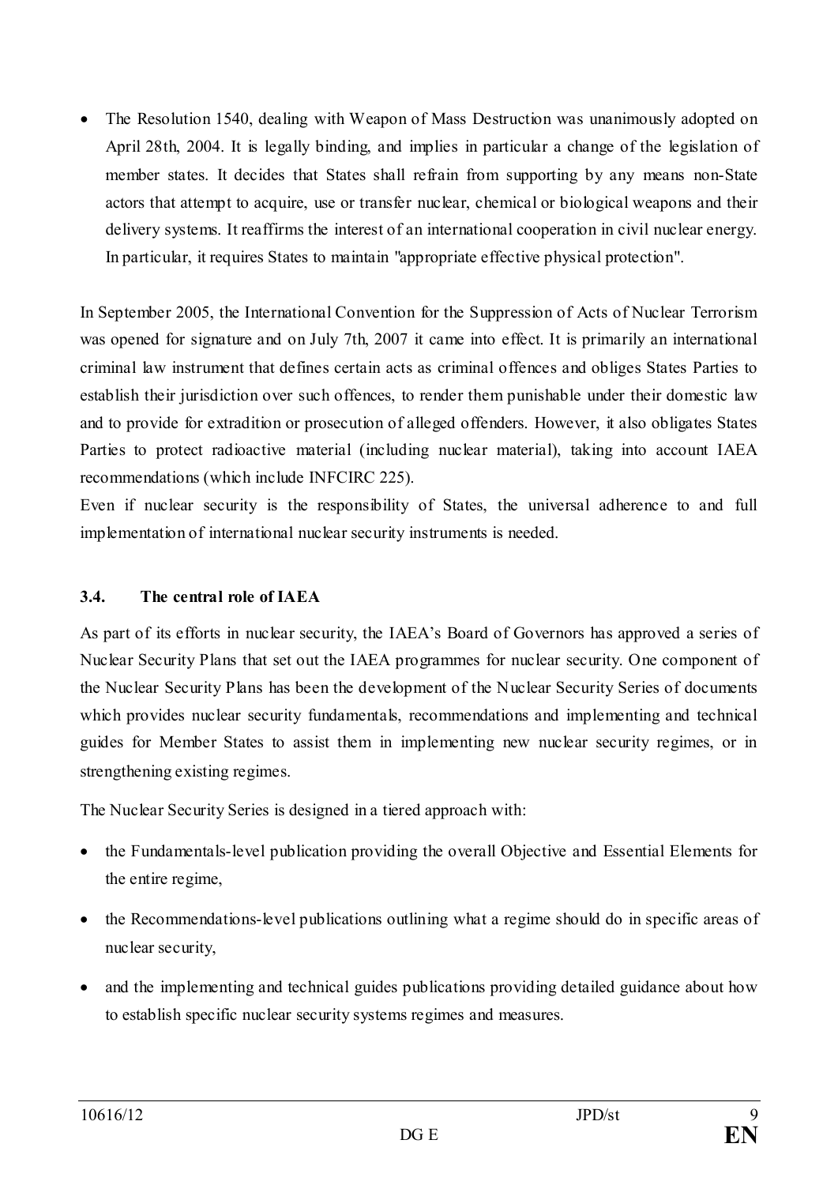- The Resolution 1540, dealing with Weapon of Mass Destruction was unanimously adopted on April 28th, 2004. It is legally binding, and implies in particular a change of the legislation of member states. It decides that States shall refrain from supporting by any means non-State actors that attempt to acquire, use or transfer nuclear, chemical or biological weapons and their delivery systems. It reaffirms the interest of an international cooperation in civil nuclear energy. In particular, it requires States to maintain "appropriate effective physical protection".

In September 2005, the International Convention for the Suppression of Acts of Nuclear Terrorism was opened for signature and on July 7th, 2007 it came into effect. It is primarily an international criminal law instrument that defines certain acts as criminal offences and obliges States Parties to establish their jurisdiction over such offences, to render them punishable under their domestic law and to provide for extradition or prosecution of alleged offenders. However, it also obligates States Parties to protect radioactive material (including nuclear material), taking into account IAEA recommendations (which include INFCIRC 225).

Even if nuclear security is the responsibility of States, the universal adherence to and full implementation of international nuclear security instruments is needed.

### 3.4. The central role of IAEA

As part of its efforts in nuclear security, the IAEA's Board of Governors has approved a series of Nuclear Security Plans that set out the IAEA programmes for nuclear security. One component of the Nuclear Security Plans has been the development of the Nuclear Security Series of documents which provides nuclear security fundamentals, recommendations and implementing and technical guides for Member States to assist them in implementing new nuclear security regimes, or in strengthening existing regimes.

The Nuclear Security Series is designed in a tiered approach with:

- the Fundamentals-level publication providing the overall Objective and Essential Elements for the entire regime,
- the Recommendations-level publications outlining what a regime should do in specific areas of nuclear security,
- and the implementing and technical guides publications providing detailed guidance about how to establish specific nuclear security systems regimes and measures.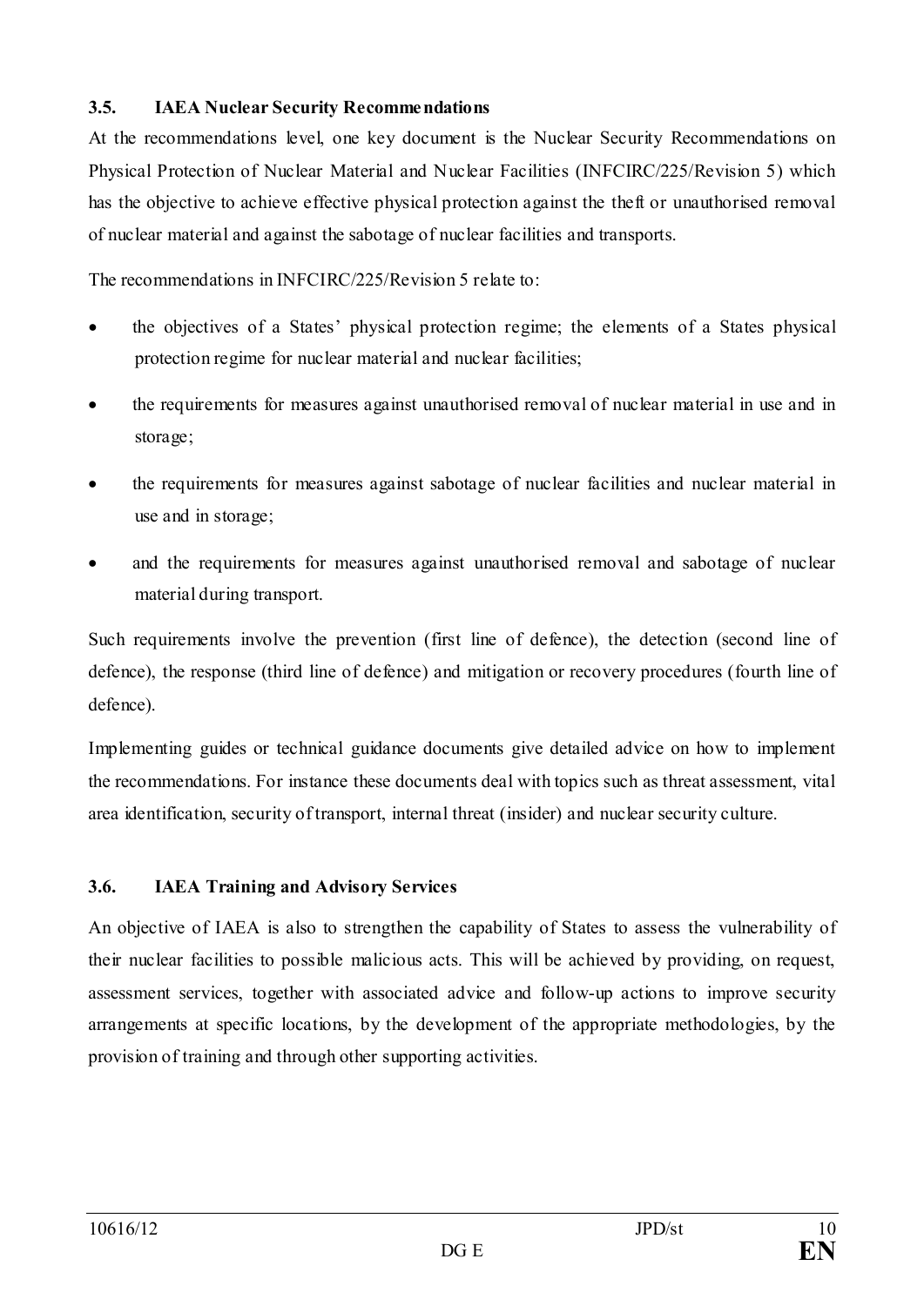### 3.5. IAEA Nuclear Security Recommendations

At the recommendations level, one key document is the Nuclear Security Recommendations on Physical Protection of Nuclear Material and Nuclear Facilities (INFCIRC/225/Revision 5) which has the objective to achieve effective physical protection against the theft or unauthorised removal of nuclear material and against the sabotage of nuclear facilities and transports.

The recommendations in INFCIRC/225/Revision 5 relate to:

- the objectives of a States' physical protection regime; the elements of a States physical protection regime for nuclear material and nuclear facilities;
- the requirements for measures against unauthorised removal of nuclear material in use and in storage;
- the requirements for measures against sabotage of nuclear facilities and nuclear material in use and in storage;
- and the requirements for measures against unauthorised removal and sabotage of nuclear material during transport.

Such requirements involve the prevention (first line of defence), the detection (second line of defence), the response (third line of defence) and mitigation or recovery procedures (fourth line of defence).

Implementing guides or technical guidance documents give detailed advice on how to implement the recommendations. For instance these documents deal with topics such as threat assessment, vital area identification, security of transport, internal threat (insider) and nuclear security culture.

### 3.6. IAEA Training and Advisory Services

An objective of IAEA is also to strengthen the capability of States to assess the vulnerability of their nuclear facilities to possible malicious acts. This will be achieved by providing, on request, assessment services, together with associated advice and follow-up actions to improve security arrangements at specific locations, by the development of the appropriate methodologies, by the provision of training and through other supporting activities.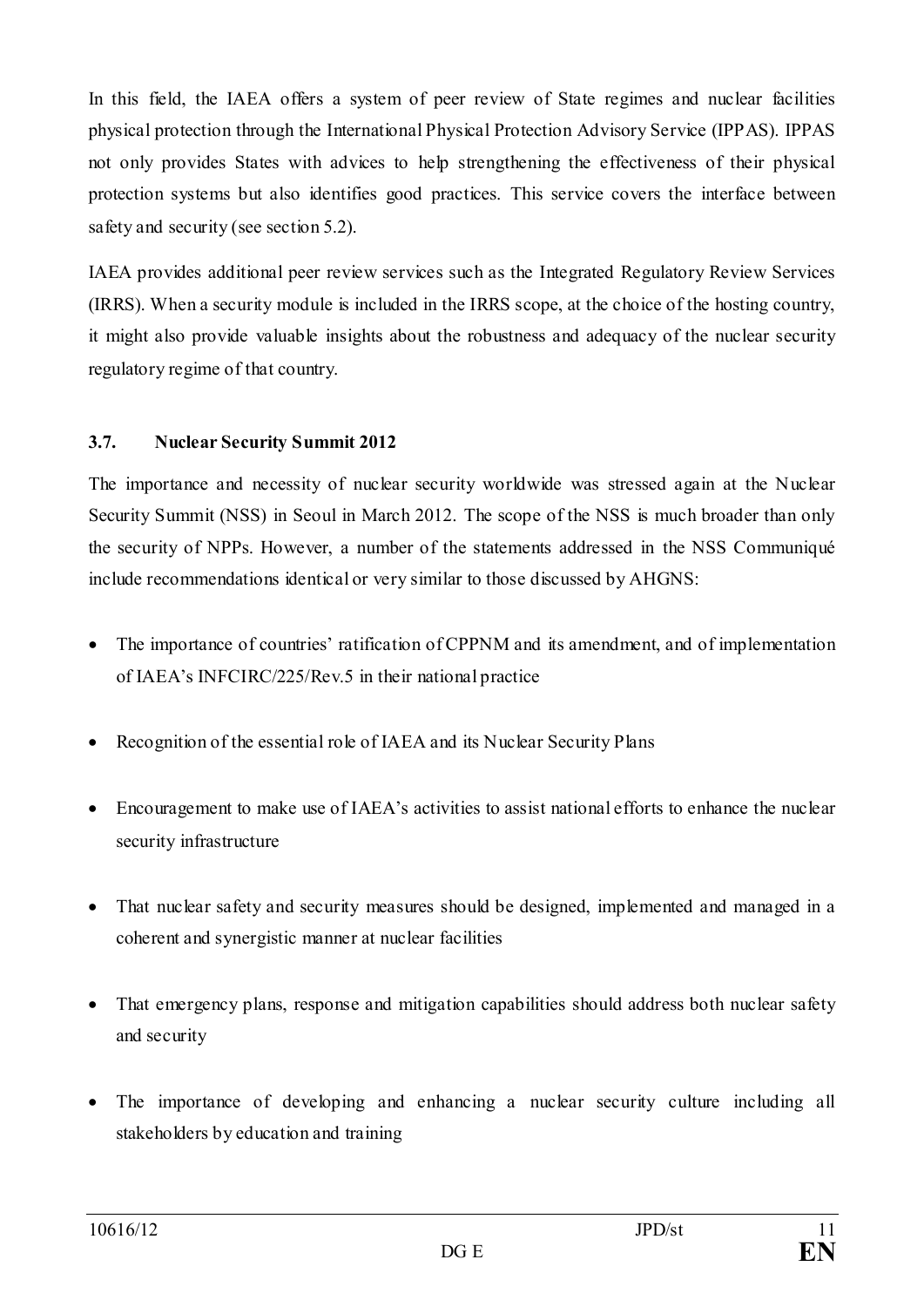In this field, the IAEA offers a system of peer review of State regimes and nuclear facilities physical protection through the International Physical Protection Advisory Service (IPPAS). IPPAS not only provides States with advices to help strengthening the effectiveness of their physical protection systems but also identifies good practices. This service covers the interface between safety and security (see section 5.2).

IAEA provides additional peer review services such as the Integrated Regulatory Review Services (IRRS). When a security module is included in the IRRS scope, at the choice of the hosting country, it might also provide valuable insights about the robustness and adequacy of the nuclear security regulatory regime of that country.

### 3.7. Nuclear Security Summit 2012

The importance and necessity of nuclear security worldwide was stressed again at the Nuclear Security Summit (NSS) in Seoul in March 2012. The scope of the NSS is much broader than only the security of NPPs. However, a number of the statements addressed in the NSS Communiqué include recommendations identical or very similar to those discussed by AHGNS:

- The importance of countries' ratification of CPPNM and its amendment, and of implementation of IAEA's INFCIRC/225/Rev.5 in their national practice
- Recognition of the essential role of IAEA and its Nuclear Security Plans
- Encouragement to make use of IAEA's activities to assist national efforts to enhance the nuclear security infrastructure
- That nuclear safety and security measures should be designed, implemented and managed in a coherent and synergistic manner at nuclear facilities
- That emergency plans, response and mitigation capabilities should address both nuclear safety and security
- The importance of developing and enhancing a nuclear security culture including all stakeholders by education and training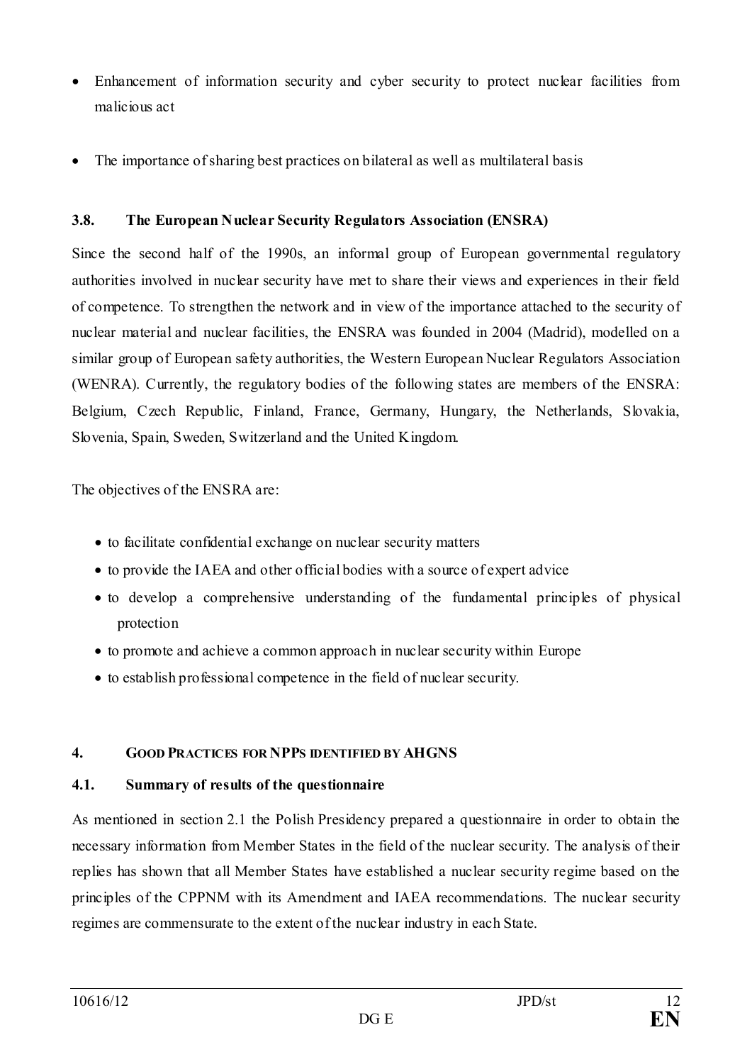- Enhancement of information security and cyber security to protect nuclear facilities from malicious act
- The importance of sharing best practices on bilateral as well as multilateral basis

### 3.8. The European Nuclear Security Regulators Association (ENSRA)

Since the second half of the 1990s, an informal group of European governmental regulatory authorities involved in nuclear security have met to share their views and experiences in their field of competence. To strengthen the network and in view of the importance attached to the security of nuclear material and nuclear facilities, the ENSRA was founded in 2004 (Madrid), modelled on a similar group of European safety authorities, the Western European Nuclear Regulators Association (WENRA). Currently, the regulatory bodies of the following states are members of the ENSRA: Belgium, Czech Republic, Finland, France, Germany, Hungary, the Netherlands, Slovakia, Slovenia, Spain, Sweden, Switzerland and the United Kingdom.

The objectives of the ENSRA are:

- to facilitate confidential exchange on nuclear security matters
- to provide the IAEA and other official bodies with a source of expert advice
- to develop a comprehensive understanding of the fundamental principles of physical protection
- to promote and achieve a common approach in nuclear security within Europe
- to establish professional competence in the field of nuclear security.

## 4. GOOD PRACTICES FOR NPPS IDENTIFIED BY AHGNS

### 4.1. Summary of results of the questionnaire

As mentioned in section 2.1 the Polish Presidency prepared a questionnaire in order to obtain the necessary information from Member States in the field of the nuclear security. The analysis of their replies has shown that all Member States have established a nuclear security regime based on the principles of the CPPNM with its Amendment and IAEA recommendations. The nuclear security regimes are commensurate to the extent of the nuclear industry in each State.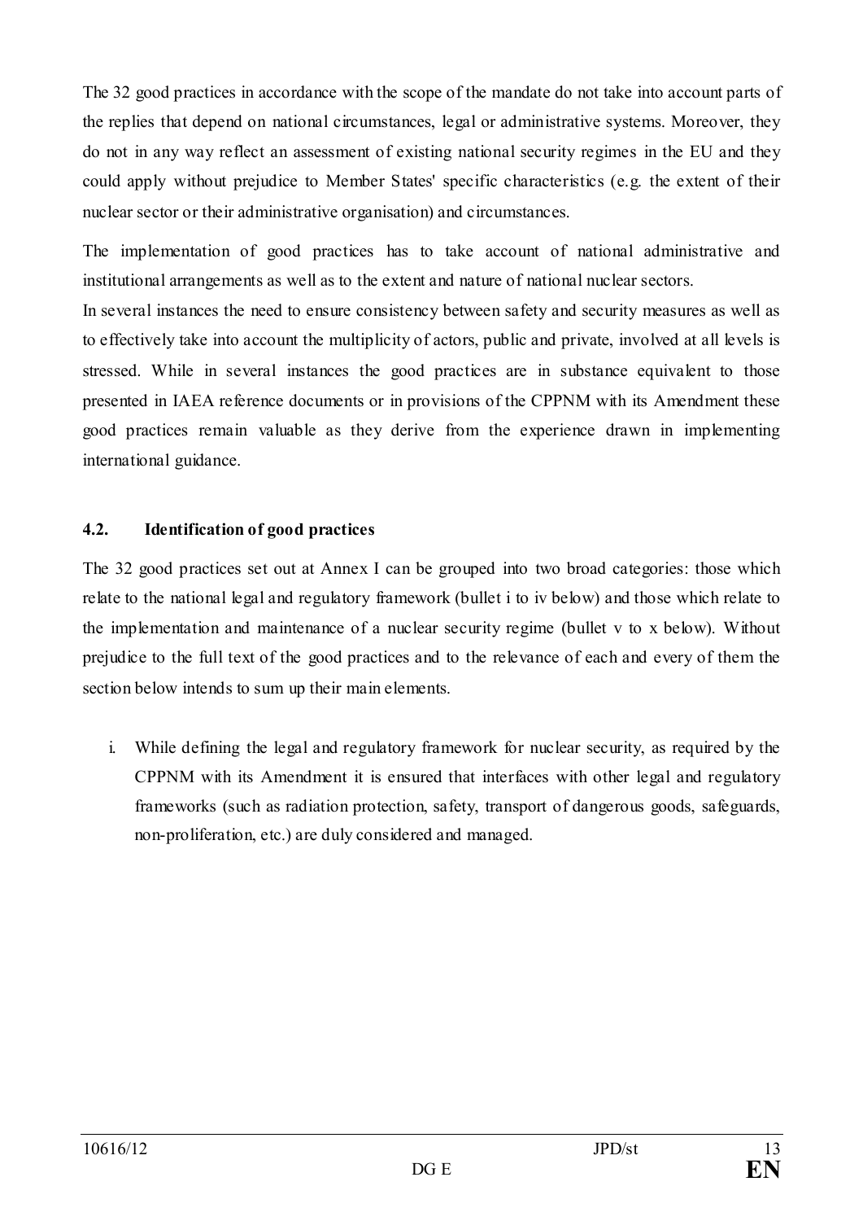The 32 good practices in accordance with the scope of the mandate do not take into account parts of the replies that depend on national circumstances, legal or administrative systems. Moreover, they do not in any way reflect an assessment of existing national security regimes in the EU and they could apply without prejudice to Member States' specific characteristics (e.g. the extent of their nuclear sector or their administrative organisation) and circumstances.

The implementation of good practices has to take account of national administrative and institutional arrangements as well as to the extent and nature of national nuclear sectors.

In several instances the need to ensure consistency between safety and security measures as well as to effectively take into account the multiplicity of actors, public and private, involved at all levels is stressed. While in several instances the good practices are in substance equivalent to those presented in IAEA reference documents or in provisions of the CPPNM with its Amendment these good practices remain valuable as they derive from the experience drawn in implementing international guidance.

### 4.2. Identification of good practices

The 32 good practices set out at Annex I can be grouped into two broad categories: those which relate to the national legal and regulatory framework (bullet i to iv below) and those which relate to the implementation and maintenance of a nuclear security regime (bullet v to x below). Without prejudice to the full text of the good practices and to the relevance of each and every of them the section below intends to sum up their main elements.

i. While defining the legal and regulatory framework for nuclear security, as required by the CPPNM with its Amendment it is ensured that interfaces with other legal and regulatory frameworks (such as radiation protection, safety, transport of dangerous goods, safeguards, non-proliferation, etc.) are duly considered and managed.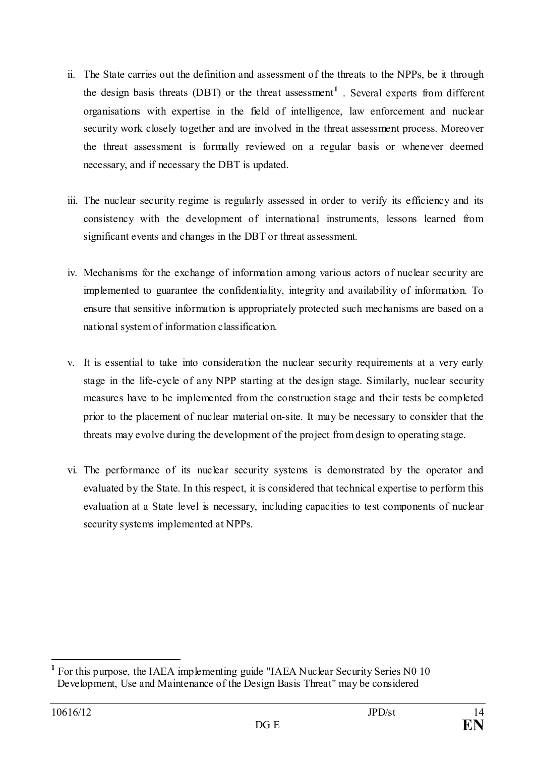ii. The State carries out the definition and assessment of the threats to the NPPs, be it through the design basis threats (DBT) or the threat assessment[1] . Several experts from different organisations with expertise in the field of intelligence, law enforcement and nuclear security work closely together and are involved in the threat assessment process. Moreover the threat assessment is formally reviewed on a regular basis or whenever deemed necessary, and if necessary the DBT is updated.

iii. The nuclear security regime is regularly assessed in order to verify its efficiency and its consistency with the development of international instruments, lessons learned from significant events and changes in the DBT or threat assessment.

iv. Mechanisms for the exchange of information among various actors of nuclear security are implemented to guarantee the confidentiality, integrity and availability of information. To ensure that sensitive information is appropriately protected such mechanisms are based on a national system of information classification.

v. It is essential to take into consideration the nuclear security requirements at a very early stage in the life-cycle of any NPP starting at the design stage. Similarly, nuclear security measures have to be implemented from the construction stage and their tests be completed prior to the placement of nuclear material on-site. It may be necessary to consider that the threats may evolve during the development of the project from design to operating stage.

vi. The performance of its nuclear security systems is demonstrated by the operator and evaluated by the State. In this respect, it is considered that technical expertise to perform this evaluation at a State level is necessary, including capacities to test components of nuclear security systems implemented at NPPs.

---

[1] For this purpose, the IAEA implementing guide "IAEA Nuclear Security Series N0 10 Development, Use and Maintenance of the Design Basis Threat" may be considered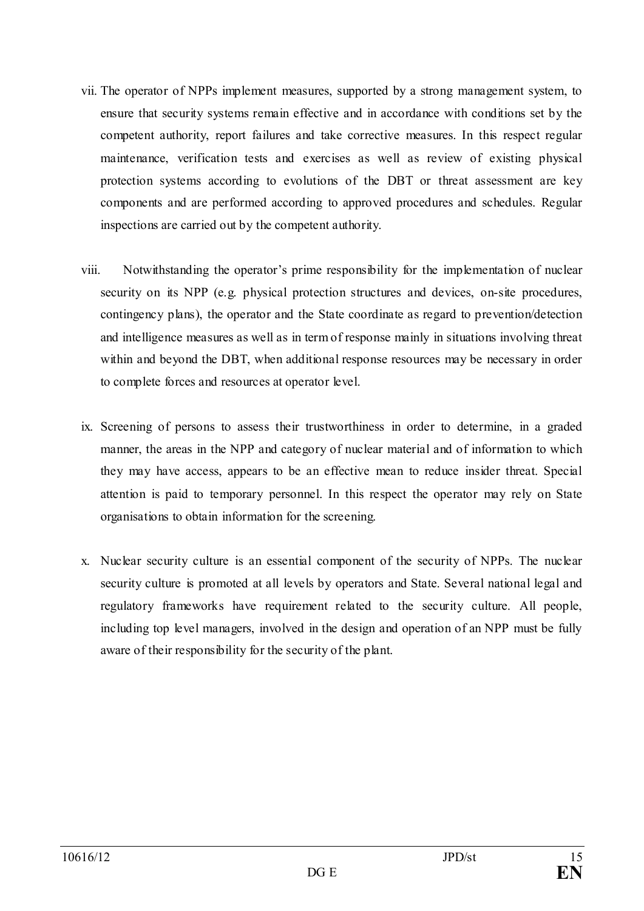vii. The operator of NPPs implement measures, supported by a strong management system, to ensure that security systems remain effective and in accordance with conditions set by the competent authority, report failures and take corrective measures. In this respect regular maintenance, verification tests and exercises as well as review of existing physical protection systems according to evolutions of the DBT or threat assessment are key components and are performed according to approved procedures and schedules. Regular inspections are carried out by the competent authority.

viii. Notwithstanding the operator's prime responsibility for the implementation of nuclear security on its NPP (e.g. physical protection structures and devices, on-site procedures, contingency plans), the operator and the State coordinate as regard to prevention/detection and intelligence measures as well as in term of response mainly in situations involving threat within and beyond the DBT, when additional response resources may be necessary in order to complete forces and resources at operator level.

ix. Screening of persons to assess their trustworthiness in order to determine, in a graded manner, the areas in the NPP and category of nuclear material and of information to which they may have access, appears to be an effective mean to reduce insider threat. Special attention is paid to temporary personnel. In this respect the operator may rely on State organisations to obtain information for the screening.

x. Nuclear security culture is an essential component of the security of NPPs. The nuclear security culture is promoted at all levels by operators and State. Several national legal and regulatory frameworks have requirement related to the security culture. All people, including top level managers, involved in the design and operation of an NPP must be fully aware of their responsibility for the security of the plant.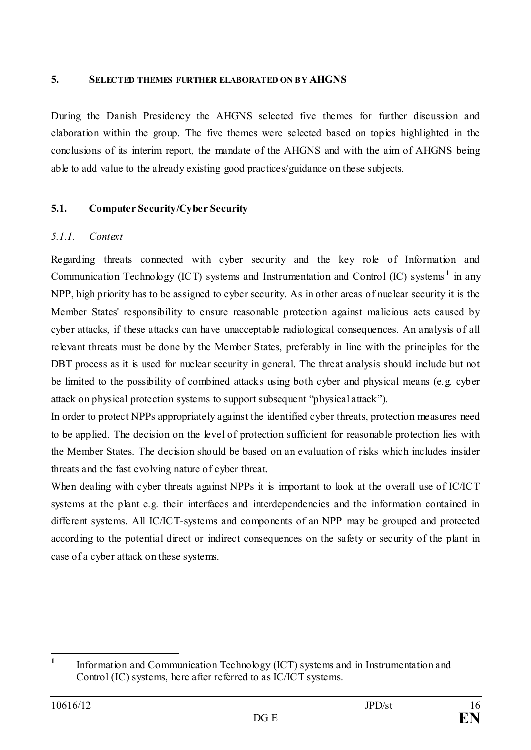## 5. SELECTED THEMES FURTHER ELABORATED ON BY AHGNS

During the Danish Presidency the AHGNS selected five themes for further discussion and elaboration within the group. The five themes were selected based on topics highlighted in the conclusions of its interim report, the mandate of the AHGNS and with the aim of AHGNS being able to add value to the already existing good practices/guidance on these subjects.

### 5.1. Computer Security/Cyber Security

#### *5.1.1. Context*

Regarding threats connected with cyber security and the key role of Information and Communication Technology (ICT) systems and Instrumentation and Control (IC) systems[1] in any NPP, high priority has to be assigned to cyber security. As in other areas of nuclear security it is the Member States' responsibility to ensure reasonable protection against malicious acts caused by cyber attacks, if these attacks can have unacceptable radiological consequences. An analysis of all relevant threats must be done by the Member States, preferably in line with the principles for the DBT process as it is used for nuclear security in general. The threat analysis should include but not be limited to the possibility of combined attacks using both cyber and physical means (e.g. cyber attack on physical protection systems to support subsequent "physical attack").

In order to protect NPPs appropriately against the identified cyber threats, protection measures need to be applied. The decision on the level of protection sufficient for reasonable protection lies with the Member States. The decision should be based on an evaluation of risks which includes insider threats and the fast evolving nature of cyber threat.

When dealing with cyber threats against NPPs it is important to look at the overall use of IC/ICT systems at the plant e.g. their interfaces and interdependencies and the information contained in different systems. All IC/ICT-systems and components of an NPP may be grouped and protected according to the potential direct or indirect consequences on the safety or security of the plant in case of a cyber attack on these systems.

---

[1] Information and Communication Technology (ICT) systems and in Instrumentation and Control (IC) systems, here after referred to as IC/ICT systems.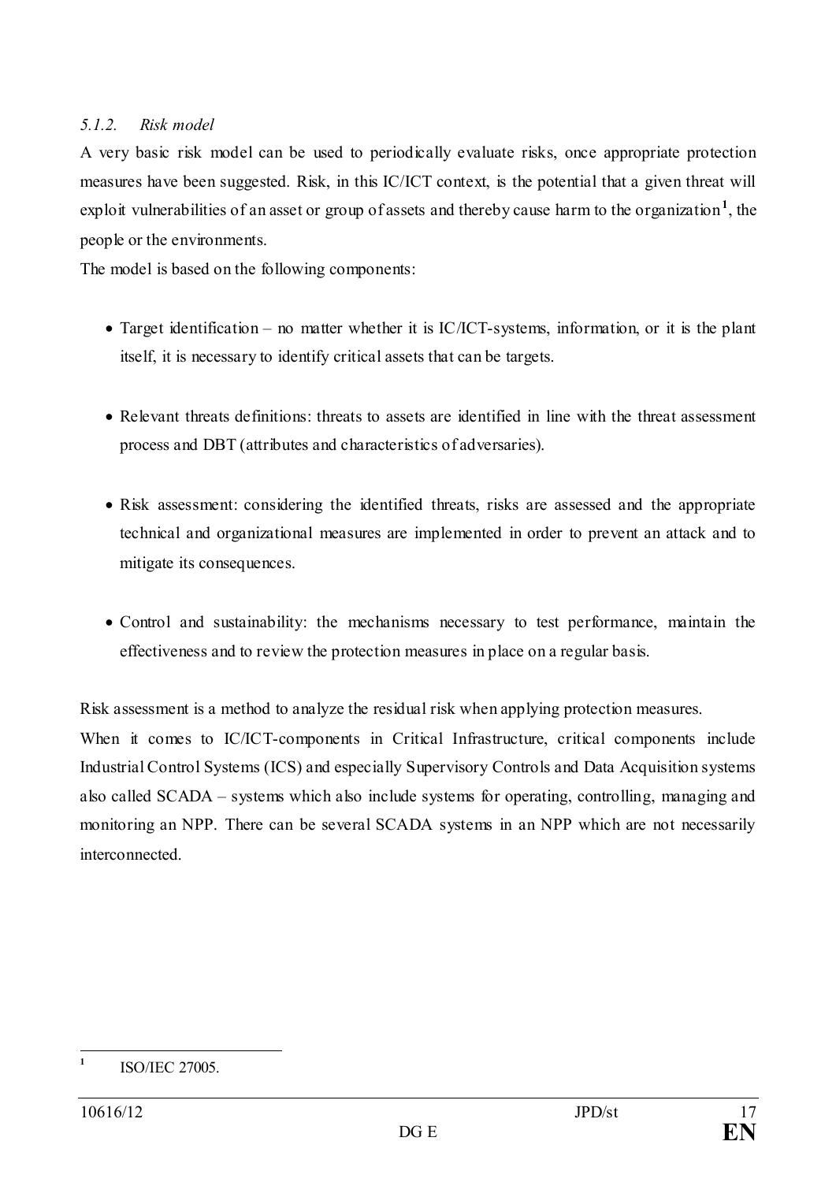### *5.1.2. Risk model*

A very basic risk model can be used to periodically evaluate risks, once appropriate protection measures have been suggested. Risk, in this IC/ICT context, is the potential that a given threat will exploit vulnerabilities of an asset or group of assets and thereby cause harm to the organization[1], the people or the environments.

The model is based on the following components:

- Target identification – no matter whether it is IC/ICT-systems, information, or it is the plant itself, it is necessary to identify critical assets that can be targets.
- Relevant threats definitions: threats to assets are identified in line with the threat assessment process and DBT (attributes and characteristics of adversaries).
- Risk assessment: considering the identified threats, risks are assessed and the appropriate technical and organizational measures are implemented in order to prevent an attack and to mitigate its consequences.
- Control and sustainability: the mechanisms necessary to test performance, maintain the effectiveness and to review the protection measures in place on a regular basis.

Risk assessment is a method to analyze the residual risk when applying protection measures.

When it comes to IC/ICT-components in Critical Infrastructure, critical components include Industrial Control Systems (ICS) and especially Supervisory Controls and Data Acquisition systems also called SCADA – systems which also include systems for operating, controlling, managing and monitoring an NPP. There can be several SCADA systems in an NPP which are not necessarily interconnected.

---

[1] ISO/IEC 27005.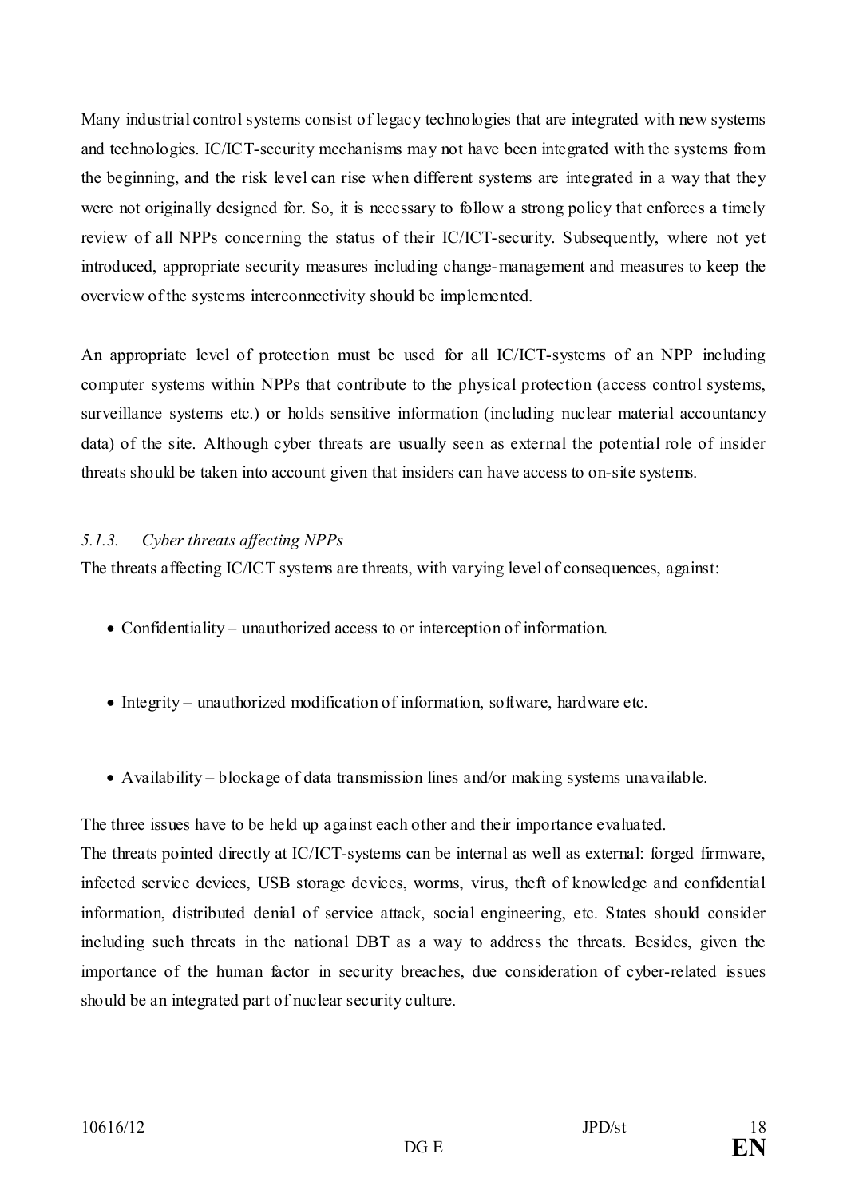Many industrial control systems consist of legacy technologies that are integrated with new systems and technologies. IC/ICT-security mechanisms may not have been integrated with the systems from the beginning, and the risk level can rise when different systems are integrated in a way that they were not originally designed for. So, it is necessary to follow a strong policy that enforces a timely review of all NPPs concerning the status of their IC/ICT-security. Subsequently, where not yet introduced, appropriate security measures including change-management and measures to keep the overview of the systems interconnectivity should be implemented.

An appropriate level of protection must be used for all IC/ICT-systems of an NPP including computer systems within NPPs that contribute to the physical protection (access control systems, surveillance systems etc.) or holds sensitive information (including nuclear material accountancy data) of the site. Although cyber threats are usually seen as external the potential role of insider threats should be taken into account given that insiders can have access to on-site systems.

### *5.1.3. Cyber threats affecting NPPs*

The threats affecting IC/ICT systems are threats, with varying level of consequences, against:

- Confidentiality – unauthorized access to or interception of information.
- Integrity – unauthorized modification of information, software, hardware etc.
- Availability – blockage of data transmission lines and/or making systems unavailable.

The three issues have to be held up against each other and their importance evaluated.

The threats pointed directly at IC/ICT-systems can be internal as well as external: forged firmware, infected service devices, USB storage devices, worms, virus, theft of knowledge and confidential information, distributed denial of service attack, social engineering, etc. States should consider including such threats in the national DBT as a way to address the threats. Besides, given the importance of the human factor in security breaches, due consideration of cyber-related issues should be an integrated part of nuclear security culture.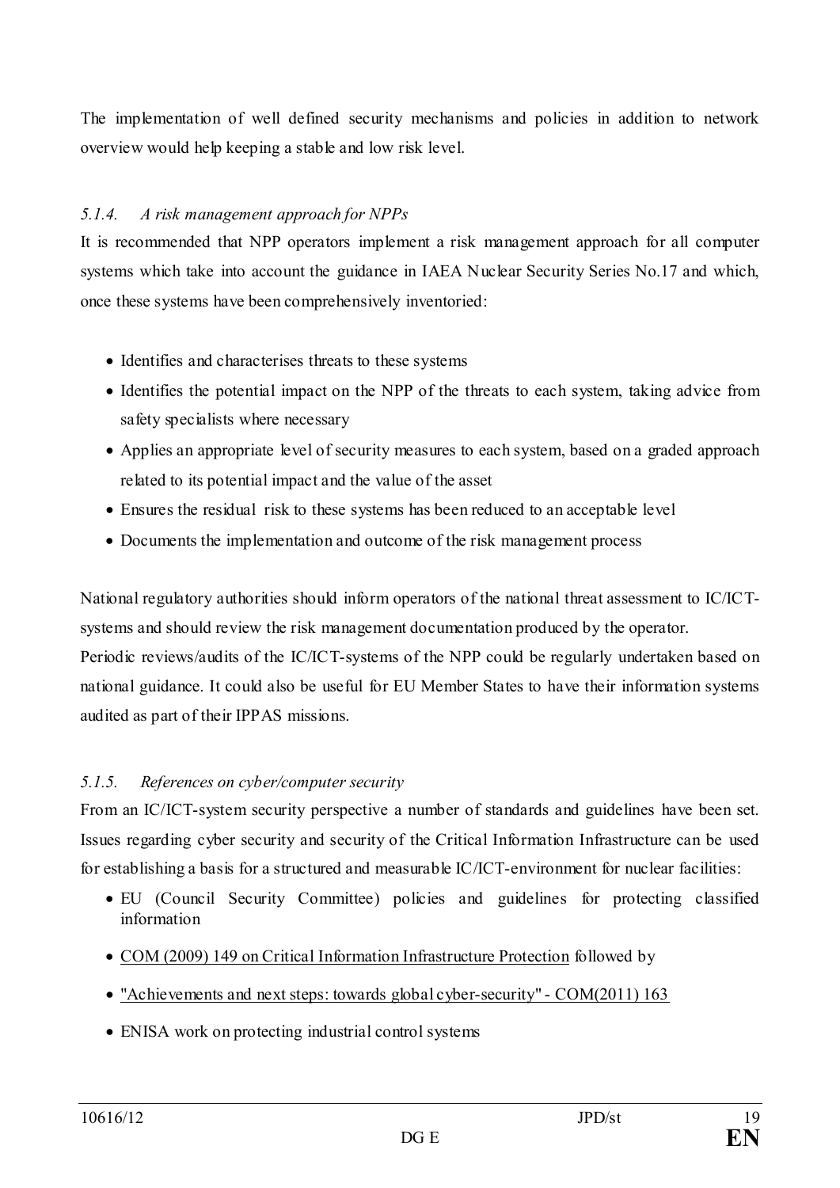The implementation of well defined security mechanisms and policies in addition to network overview would help keeping a stable and low risk level.

#### *5.1.4. A risk management approach for NPPs*

It is recommended that NPP operators implement a risk management approach for all computer systems which take into account the guidance in IAEA Nuclear Security Series No.17 and which, once these systems have been comprehensively inventoried:

- Identifies and characterises threats to these systems
- Identifies the potential impact on the NPP of the threats to each system, taking advice from safety specialists where necessary
- Applies an appropriate level of security measures to each system, based on a graded approach related to its potential impact and the value of the asset
- Ensures the residual risk to these systems has been reduced to an acceptable level
- Documents the implementation and outcome of the risk management process

National regulatory authorities should inform operators of the national threat assessment to IC/ICT-systems and should review the risk management documentation produced by the operator.

Periodic reviews/audits of the IC/ICT-systems of the NPP could be regularly undertaken based on national guidance. It could also be useful for EU Member States to have their information systems audited as part of their IPPAS missions.

#### *5.1.5. References on cyber/computer security*

From an IC/ICT-system security perspective a number of standards and guidelines have been set. Issues regarding cyber security and security of the Critical Information Infrastructure can be used for establishing a basis for a structured and measurable IC/ICT-environment for nuclear facilities:

- EU (Council Security Committee) policies and guidelines for protecting classified information
- COM (2009) 149 on Critical Information Infrastructure Protection followed by
- "Achievements and next steps: towards global cyber-security" - COM(2011) 163
- ENISA work on protecting industrial control systems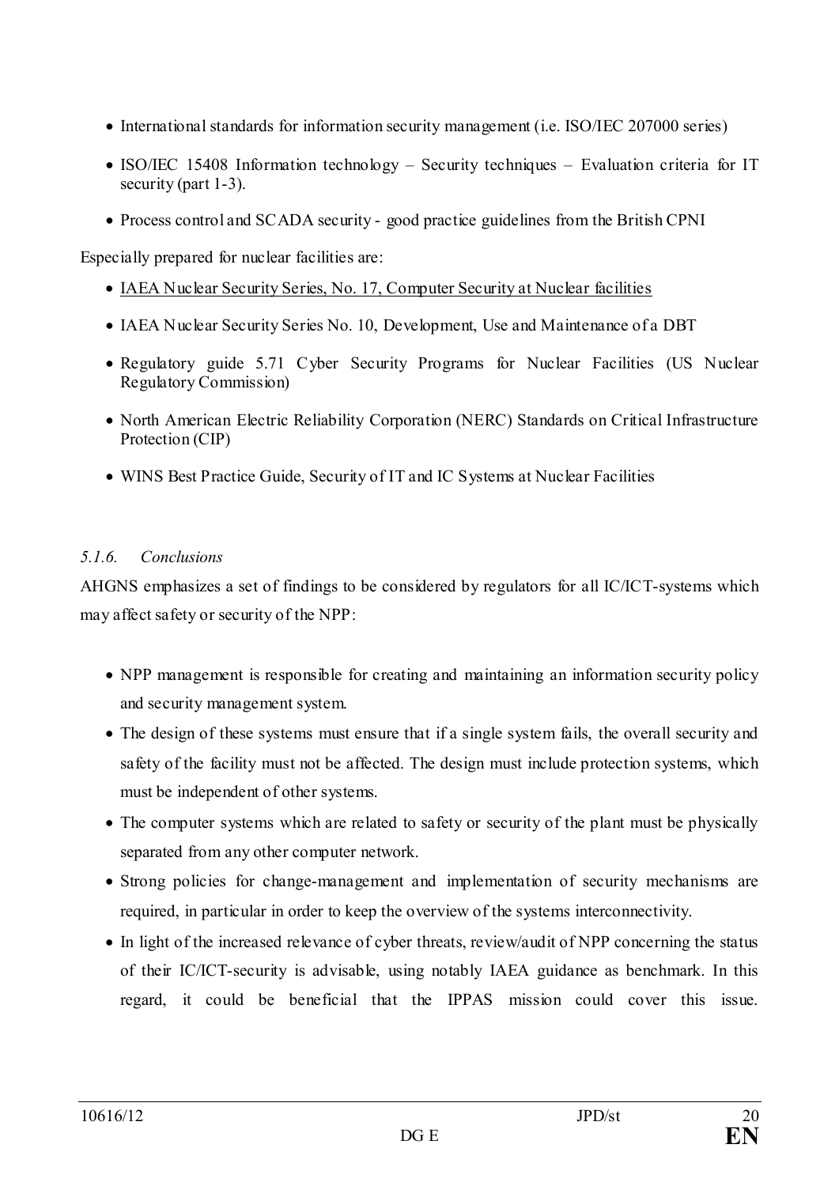- International standards for information security management (i.e. ISO/IEC 207000 series)
- ISO/IEC 15408 Information technology – Security techniques – Evaluation criteria for IT security (part 1-3).
- Process control and SCADA security - good practice guidelines from the British CPNI

Especially prepared for nuclear facilities are:

- IAEA Nuclear Security Series, No. 17, Computer Security at Nuclear facilities
- IAEA Nuclear Security Series No. 10, Development, Use and Maintenance of a DBT
- Regulatory guide 5.71 Cyber Security Programs for Nuclear Facilities (US Nuclear Regulatory Commission)
- North American Electric Reliability Corporation (NERC) Standards on Critical Infrastructure Protection (CIP)
- WINS Best Practice Guide, Security of IT and IC Systems at Nuclear Facilities

#### *5.1.6. Conclusions*

AHGNS emphasizes a set of findings to be considered by regulators for all IC/ICT-systems which may affect safety or security of the NPP:

- NPP management is responsible for creating and maintaining an information security policy and security management system.
- The design of these systems must ensure that if a single system fails, the overall security and safety of the facility must not be affected. The design must include protection systems, which must be independent of other systems.
- The computer systems which are related to safety or security of the plant must be physically separated from any other computer network.
- Strong policies for change-management and implementation of security mechanisms are required, in particular in order to keep the overview of the systems interconnectivity.
- In light of the increased relevance of cyber threats, review/audit of NPP concerning the status of their IC/ICT-security is advisable, using notably IAEA guidance as benchmark. In this regard, it could be beneficial that the IPPAS mission could cover this issue.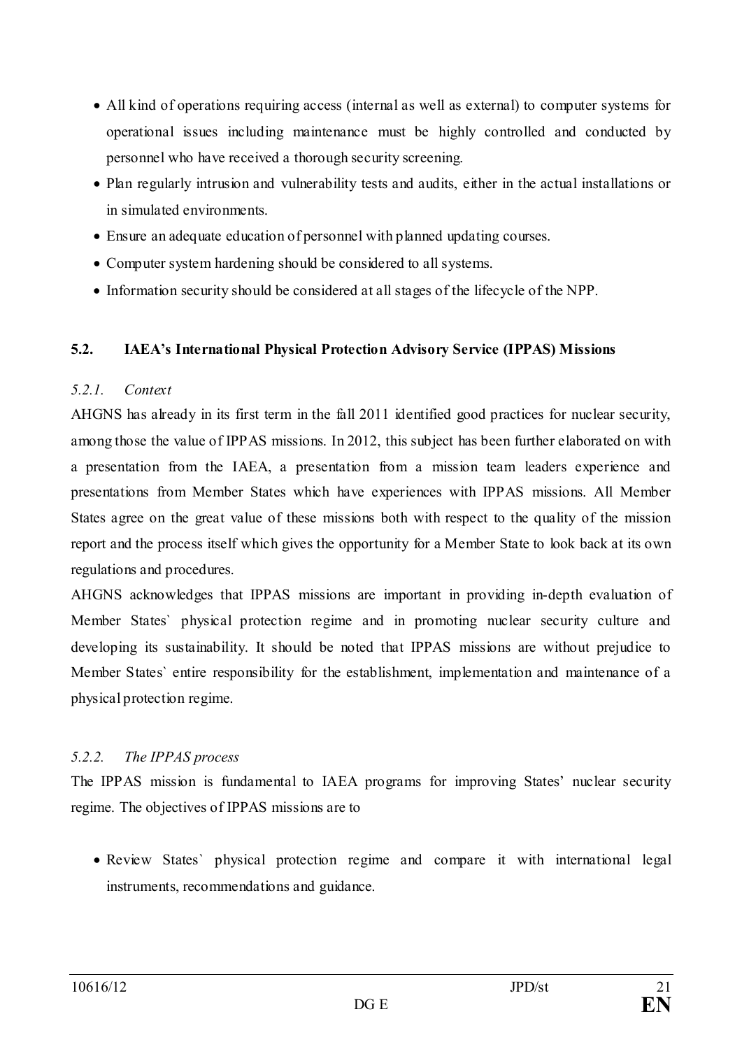- All kind of operations requiring access (internal as well as external) to computer systems for operational issues including maintenance must be highly controlled and conducted by personnel who have received a thorough security screening.
- Plan regularly intrusion and vulnerability tests and audits, either in the actual installations or in simulated environments.
- Ensure an adequate education of personnel with planned updating courses.
- Computer system hardening should be considered to all systems.
- Information security should be considered at all stages of the lifecycle of the NPP.

### 5.2. IAEA's International Physical Protection Advisory Service (IPPAS) Missions

#### *5.2.1. Context*

AHGNS has already in its first term in the fall 2011 identified good practices for nuclear security, among those the value of IPPAS missions. In 2012, this subject has been further elaborated on with a presentation from the IAEA, a presentation from a mission team leaders experience and presentations from Member States which have experiences with IPPAS missions. All Member States agree on the great value of these missions both with respect to the quality of the mission report and the process itself which gives the opportunity for a Member State to look back at its own regulations and procedures.

AHGNS acknowledges that IPPAS missions are important in providing in-depth evaluation of Member States` physical protection regime and in promoting nuclear security culture and developing its sustainability. It should be noted that IPPAS missions are without prejudice to Member States` entire responsibility for the establishment, implementation and maintenance of a physical protection regime.

#### *5.2.2. The IPPAS process*

The IPPAS mission is fundamental to IAEA programs for improving States' nuclear security regime. The objectives of IPPAS missions are to

- Review States` physical protection regime and compare it with international legal instruments, recommendations and guidance.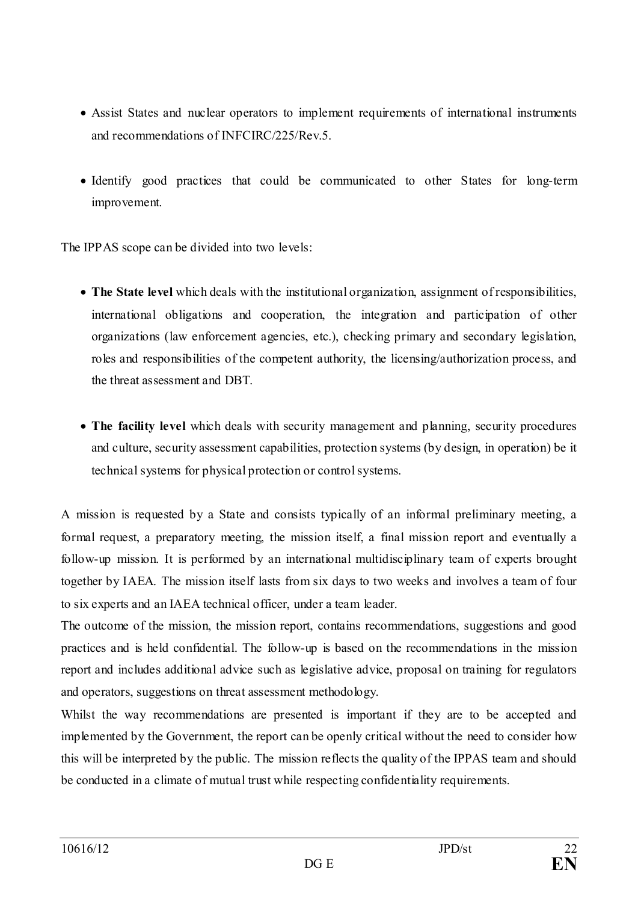- Assist States and nuclear operators to implement requirements of international instruments and recommendations of INFCIRC/225/Rev.5.

- Identify good practices that could be communicated to other States for long-term improvement.

The IPPAS scope can be divided into two levels:

- **The State level** which deals with the institutional organization, assignment of responsibilities, international obligations and cooperation, the integration and participation of other organizations (law enforcement agencies, etc.), checking primary and secondary legislation, roles and responsibilities of the competent authority, the licensing/authorization process, and the threat assessment and DBT.

- **The facility level** which deals with security management and planning, security procedures and culture, security assessment capabilities, protection systems (by design, in operation) be it technical systems for physical protection or control systems.

A mission is requested by a State and consists typically of an informal preliminary meeting, a formal request, a preparatory meeting, the mission itself, a final mission report and eventually a follow-up mission. It is performed by an international multidisciplinary team of experts brought together by IAEA. The mission itself lasts from six days to two weeks and involves a team of four to six experts and an IAEA technical officer, under a team leader.

The outcome of the mission, the mission report, contains recommendations, suggestions and good practices and is held confidential. The follow-up is based on the recommendations in the mission report and includes additional advice such as legislative advice, proposal on training for regulators and operators, suggestions on threat assessment methodology.

Whilst the way recommendations are presented is important if they are to be accepted and implemented by the Government, the report can be openly critical without the need to consider how this will be interpreted by the public. The mission reflects the quality of the IPPAS team and should be conducted in a climate of mutual trust while respecting confidentiality requirements.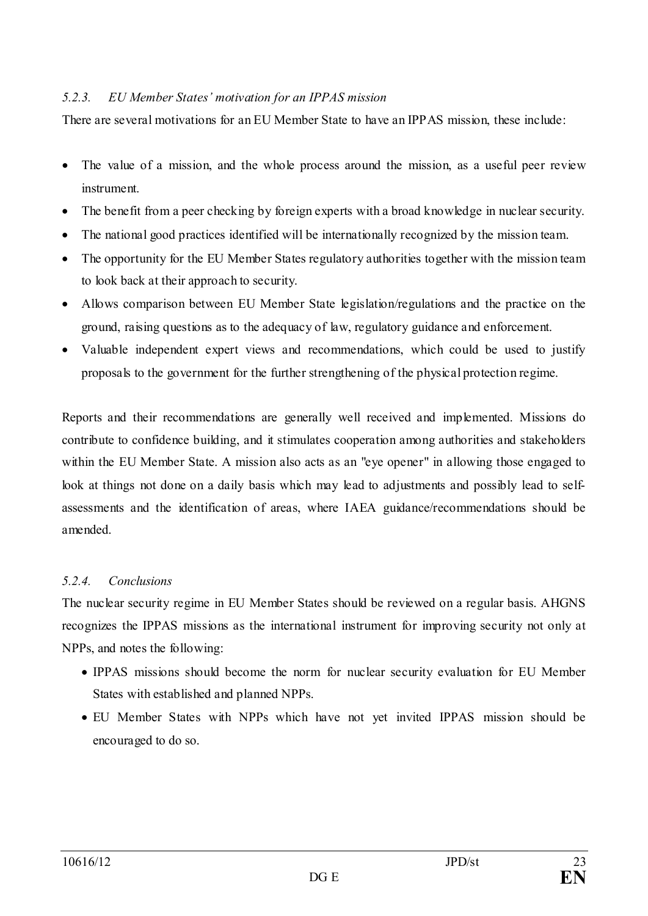#### *5.2.3. EU Member States' motivation for an IPPAS mission*

There are several motivations for an EU Member State to have an IPPAS mission, these include:

- The value of a mission, and the whole process around the mission, as a useful peer review instrument.
- The benefit from a peer checking by foreign experts with a broad knowledge in nuclear security.
- The national good practices identified will be internationally recognized by the mission team.
- The opportunity for the EU Member States regulatory authorities together with the mission team to look back at their approach to security.
- Allows comparison between EU Member State legislation/regulations and the practice on the ground, raising questions as to the adequacy of law, regulatory guidance and enforcement.
- Valuable independent expert views and recommendations, which could be used to justify proposals to the government for the further strengthening of the physical protection regime.

Reports and their recommendations are generally well received and implemented. Missions do contribute to confidence building, and it stimulates cooperation among authorities and stakeholders within the EU Member State. A mission also acts as an "eye opener" in allowing those engaged to look at things not done on a daily basis which may lead to adjustments and possibly lead to self-assessments and the identification of areas, where IAEA guidance/recommendations should be amended.

#### *5.2.4. Conclusions*

The nuclear security regime in EU Member States should be reviewed on a regular basis. AHGNS recognizes the IPPAS missions as the international instrument for improving security not only at NPPs, and notes the following:

- IPPAS missions should become the norm for nuclear security evaluation for EU Member States with established and planned NPPs.
- EU Member States with NPPs which have not yet invited IPPAS mission should be encouraged to do so.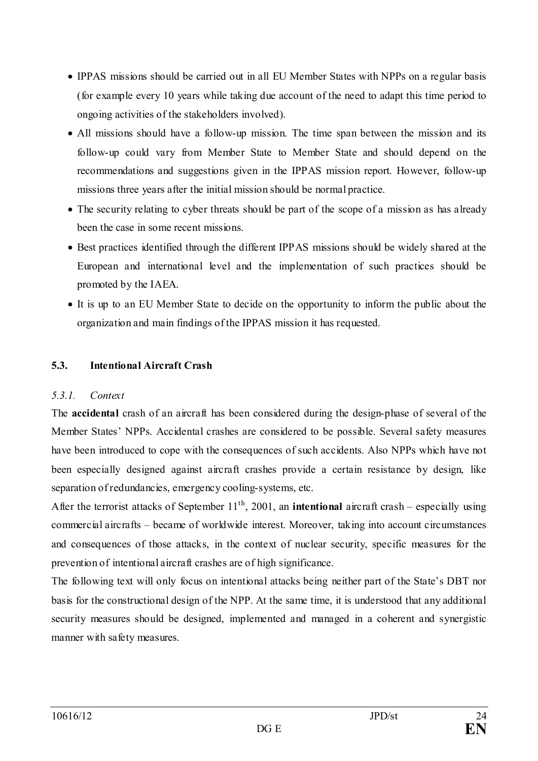- IPPAS missions should be carried out in all EU Member States with NPPs on a regular basis (for example every 10 years while taking due account of the need to adapt this time period to ongoing activities of the stakeholders involved).
- All missions should have a follow-up mission. The time span between the mission and its follow-up could vary from Member State to Member State and should depend on the recommendations and suggestions given in the IPPAS mission report. However, follow-up missions three years after the initial mission should be normal practice.
- The security relating to cyber threats should be part of the scope of a mission as has already been the case in some recent missions.
- Best practices identified through the different IPPAS missions should be widely shared at the European and international level and the implementation of such practices should be promoted by the IAEA.
- It is up to an EU Member State to decide on the opportunity to inform the public about the organization and main findings of the IPPAS mission it has requested.

## 5.3. Intentional Aircraft Crash

### *5.3.1. Context*

The **accidental** crash of an aircraft has been considered during the design-phase of several of the Member States' NPPs. Accidental crashes are considered to be possible. Several safety measures have been introduced to cope with the consequences of such accidents. Also NPPs which have not been especially designed against aircraft crashes provide a certain resistance by design, like separation of redundancies, emergency cooling-systems, etc.

After the terrorist attacks of September 11th, 2001, an **intentional** aircraft crash – especially using commercial aircrafts – became of worldwide interest. Moreover, taking into account circumstances and consequences of those attacks, in the context of nuclear security, specific measures for the prevention of intentional aircraft crashes are of high significance.

The following text will only focus on intentional attacks being neither part of the State's DBT nor basis for the constructional design of the NPP. At the same time, it is understood that any additional security measures should be designed, implemented and managed in a coherent and synergistic manner with safety measures.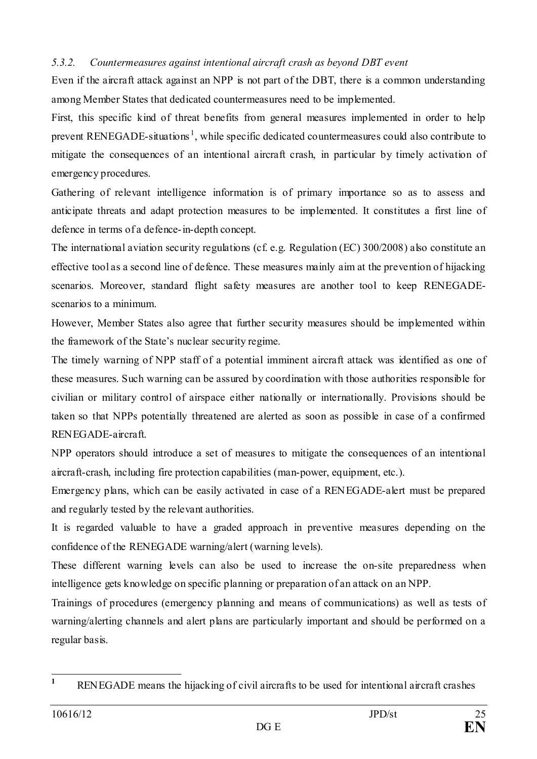### *5.3.2. Countermeasures against intentional aircraft crash as beyond DBT event*

Even if the aircraft attack against an NPP is not part of the DBT, there is a common understanding among Member States that dedicated countermeasures need to be implemented.

First, this specific kind of threat benefits from general measures implemented in order to help prevent RENEGADE-situations[1], while specific dedicated countermeasures could also contribute to mitigate the consequences of an intentional aircraft crash, in particular by timely activation of emergency procedures.

Gathering of relevant intelligence information is of primary importance so as to assess and anticipate threats and adapt protection measures to be implemented. It constitutes a first line of defence in terms of a defence-in-depth concept.

The international aviation security regulations (cf. e.g. Regulation (EC) 300/2008) also constitute an effective tool as a second line of defence. These measures mainly aim at the prevention of hijacking scenarios. Moreover, standard flight safety measures are another tool to keep RENEGADE-scenarios to a minimum.

However, Member States also agree that further security measures should be implemented within the framework of the State's nuclear security regime.

The timely warning of NPP staff of a potential imminent aircraft attack was identified as one of these measures. Such warning can be assured by coordination with those authorities responsible for civilian or military control of airspace either nationally or internationally. Provisions should be taken so that NPPs potentially threatened are alerted as soon as possible in case of a confirmed RENEGADE-aircraft.

NPP operators should introduce a set of measures to mitigate the consequences of an intentional aircraft-crash, including fire protection capabilities (man-power, equipment, etc.).

Emergency plans, which can be easily activated in case of a RENEGADE-alert must be prepared and regularly tested by the relevant authorities.

It is regarded valuable to have a graded approach in preventive measures depending on the confidence of the RENEGADE warning/alert (warning levels).

These different warning levels can also be used to increase the on-site preparedness when intelligence gets knowledge on specific planning or preparation of an attack on an NPP.

Trainings of procedures (emergency planning and means of communications) as well as tests of warning/alerting channels and alert plans are particularly important and should be performed on a regular basis.

---

[1] RENEGADE means the hijacking of civil aircrafts to be used for intentional aircraft crashes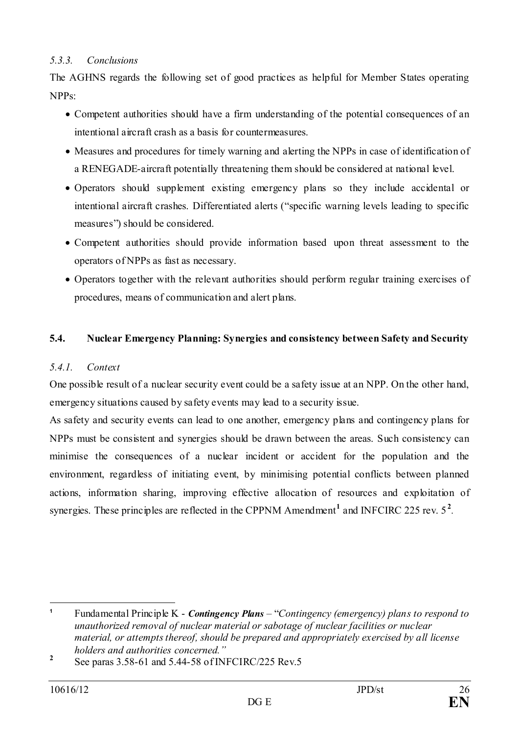### *5.3.3. Conclusions*

The AGHNS regards the following set of good practices as helpful for Member States operating NPPs:

- Competent authorities should have a firm understanding of the potential consequences of an intentional aircraft crash as a basis for countermeasures.
- Measures and procedures for timely warning and alerting the NPPs in case of identification of a RENEGADE-aircraft potentially threatening them should be considered at national level.
- Operators should supplement existing emergency plans so they include accidental or intentional aircraft crashes. Differentiated alerts ("specific warning levels leading to specific measures") should be considered.
- Competent authorities should provide information based upon threat assessment to the operators of NPPs as fast as necessary.
- Operators together with the relevant authorities should perform regular training exercises of procedures, means of communication and alert plans.

## **5.4. Nuclear Emergency Planning: Synergies and consistency between Safety and Security**

### *5.4.1. Context*

One possible result of a nuclear security event could be a safety issue at an NPP. On the other hand, emergency situations caused by safety events may lead to a security issue.

As safety and security events can lead to one another, emergency plans and contingency plans for NPPs must be consistent and synergies should be drawn between the areas. Such consistency can minimise the consequences of a nuclear incident or accident for the population and the environment, regardless of initiating event, by minimising potential conflicts between planned actions, information sharing, improving effective allocation of resources and exploitation of synergies. These principles are reflected in the CPPNM Amendment[1] and INFCIRC 225 rev. 5[2].

---

[1] Fundamental Principle K - ***Contingency Plans*** – "*Contingency (emergency) plans to respond to unauthorized removal of nuclear material or sabotage of nuclear facilities or nuclear material, or attempts thereof, should be prepared and appropriately exercised by all license holders and authorities concerned.*"

[2] See paras 3.58-61 and 5.44-58 of INFCIRC/225 Rev.5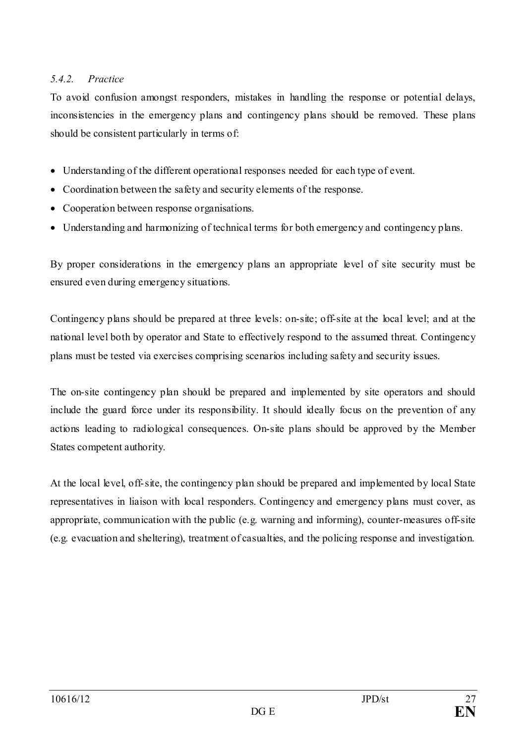#### *5.4.2. Practice*

To avoid confusion amongst responders, mistakes in handling the response or potential delays, inconsistencies in the emergency plans and contingency plans should be removed. These plans should be consistent particularly in terms of:

- Understanding of the different operational responses needed for each type of event.
- Coordination between the safety and security elements of the response.
- Cooperation between response organisations.
- Understanding and harmonizing of technical terms for both emergency and contingency plans.

By proper considerations in the emergency plans an appropriate level of site security must be ensured even during emergency situations.

Contingency plans should be prepared at three levels: on-site; off-site at the local level; and at the national level both by operator and State to effectively respond to the assumed threat. Contingency plans must be tested via exercises comprising scenarios including safety and security issues.

The on-site contingency plan should be prepared and implemented by site operators and should include the guard force under its responsibility. It should ideally focus on the prevention of any actions leading to radiological consequences. On-site plans should be approved by the Member States competent authority.

At the local level, off-site, the contingency plan should be prepared and implemented by local State representatives in liaison with local responders. Contingency and emergency plans must cover, as appropriate, communication with the public (e.g. warning and informing), counter-measures off-site (e.g. evacuation and sheltering), treatment of casualties, and the policing response and investigation.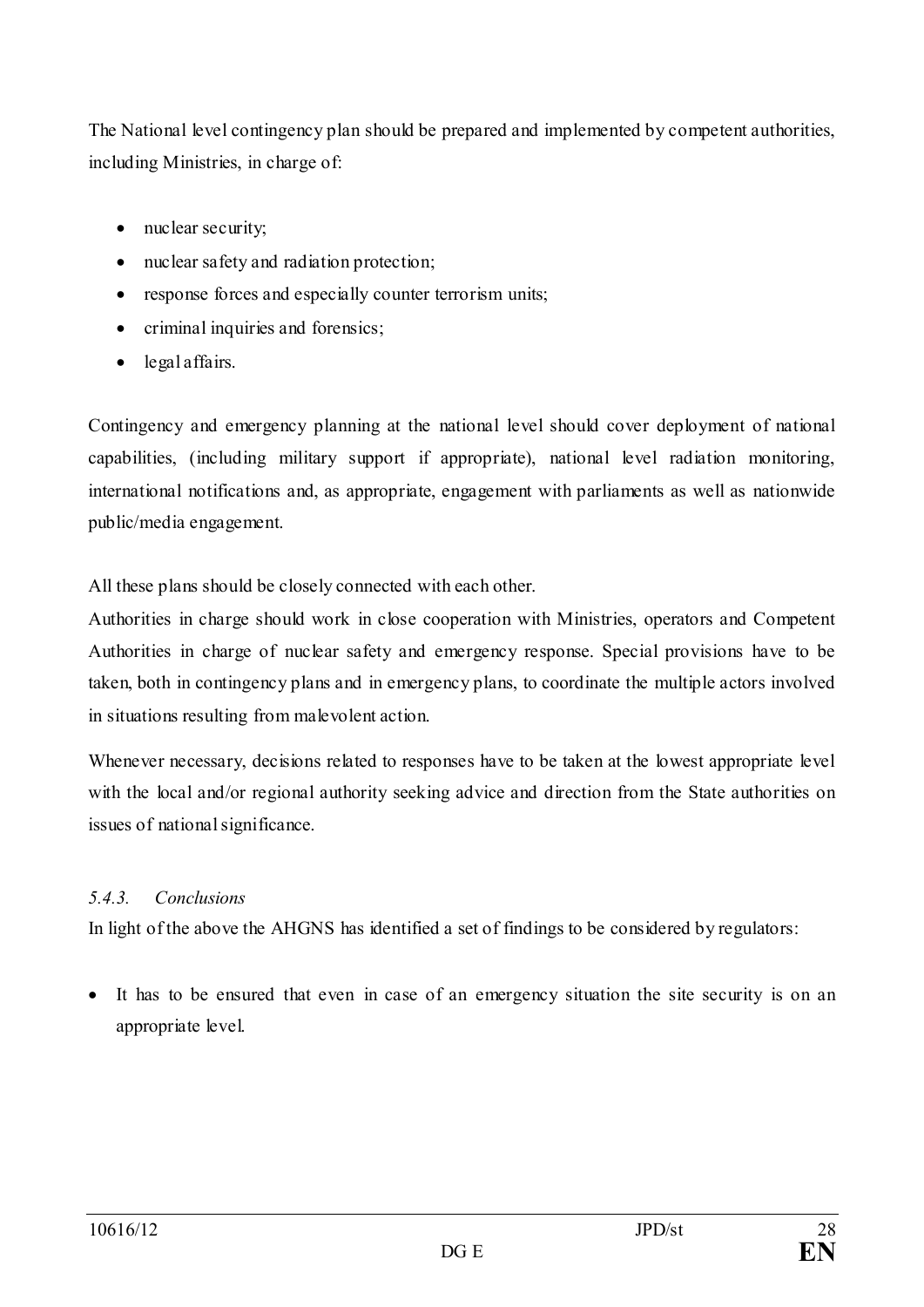The National level contingency plan should be prepared and implemented by competent authorities, including Ministries, in charge of:

- nuclear security;
- nuclear safety and radiation protection;
- response forces and especially counter terrorism units;
- criminal inquiries and forensics;
- legal affairs.

Contingency and emergency planning at the national level should cover deployment of national capabilities, (including military support if appropriate), national level radiation monitoring, international notifications and, as appropriate, engagement with parliaments as well as nationwide public/media engagement.

All these plans should be closely connected with each other.

Authorities in charge should work in close cooperation with Ministries, operators and Competent Authorities in charge of nuclear safety and emergency response. Special provisions have to be taken, both in contingency plans and in emergency plans, to coordinate the multiple actors involved in situations resulting from malevolent action.

Whenever necessary, decisions related to responses have to be taken at the lowest appropriate level with the local and/or regional authority seeking advice and direction from the State authorities on issues of national significance.

#### *5.4.3. Conclusions*

In light of the above the AHGNS has identified a set of findings to be considered by regulators:

- It has to be ensured that even in case of an emergency situation the site security is on an appropriate level.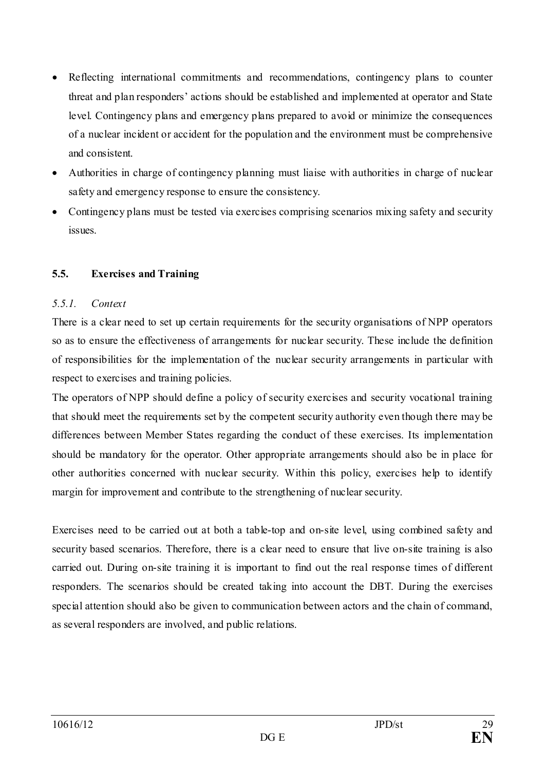- Reflecting international commitments and recommendations, contingency plans to counter threat and plan responders' actions should be established and implemented at operator and State level. Contingency plans and emergency plans prepared to avoid or minimize the consequences of a nuclear incident or accident for the population and the environment must be comprehensive and consistent.
- Authorities in charge of contingency planning must liaise with authorities in charge of nuclear safety and emergency response to ensure the consistency.
- Contingency plans must be tested via exercises comprising scenarios mixing safety and security issues.

### 5.5. Exercises and Training

#### *5.5.1. Context*

There is a clear need to set up certain requirements for the security organisations of NPP operators so as to ensure the effectiveness of arrangements for nuclear security. These include the definition of responsibilities for the implementation of the nuclear security arrangements in particular with respect to exercises and training policies.

The operators of NPP should define a policy of security exercises and security vocational training that should meet the requirements set by the competent security authority even though there may be differences between Member States regarding the conduct of these exercises. Its implementation should be mandatory for the operator. Other appropriate arrangements should also be in place for other authorities concerned with nuclear security. Within this policy, exercises help to identify margin for improvement and contribute to the strengthening of nuclear security.

Exercises need to be carried out at both a table-top and on-site level, using combined safety and security based scenarios. Therefore, there is a clear need to ensure that live on-site training is also carried out. During on-site training it is important to find out the real response times of different responders. The scenarios should be created taking into account the DBT. During the exercises special attention should also be given to communication between actors and the chain of command, as several responders are involved, and public relations.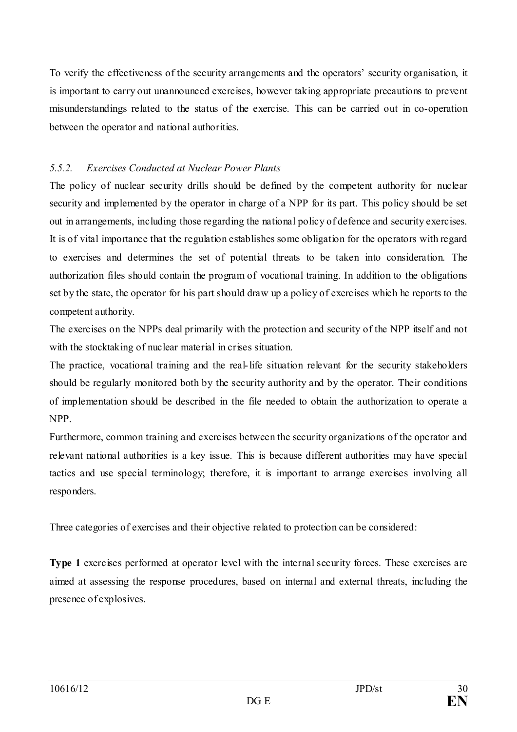To verify the effectiveness of the security arrangements and the operators' security organisation, it is important to carry out unannounced exercises, however taking appropriate precautions to prevent misunderstandings related to the status of the exercise. This can be carried out in co-operation between the operator and national authorities.

### *5.5.2. Exercises Conducted at Nuclear Power Plants*

The policy of nuclear security drills should be defined by the competent authority for nuclear security and implemented by the operator in charge of a NPP for its part. This policy should be set out in arrangements, including those regarding the national policy of defence and security exercises. It is of vital importance that the regulation establishes some obligation for the operators with regard to exercises and determines the set of potential threats to be taken into consideration. The authorization files should contain the program of vocational training. In addition to the obligations set by the state, the operator for his part should draw up a policy of exercises which he reports to the competent authority.

The exercises on the NPPs deal primarily with the protection and security of the NPP itself and not with the stocktaking of nuclear material in crises situation.

The practice, vocational training and the real-life situation relevant for the security stakeholders should be regularly monitored both by the security authority and by the operator. Their conditions of implementation should be described in the file needed to obtain the authorization to operate a NPP.

Furthermore, common training and exercises between the security organizations of the operator and relevant national authorities is a key issue. This is because different authorities may have special tactics and use special terminology; therefore, it is important to arrange exercises involving all responders.

Three categories of exercises and their objective related to protection can be considered:

**Type 1** exercises performed at operator level with the internal security forces. These exercises are aimed at assessing the response procedures, based on internal and external threats, including the presence of explosives.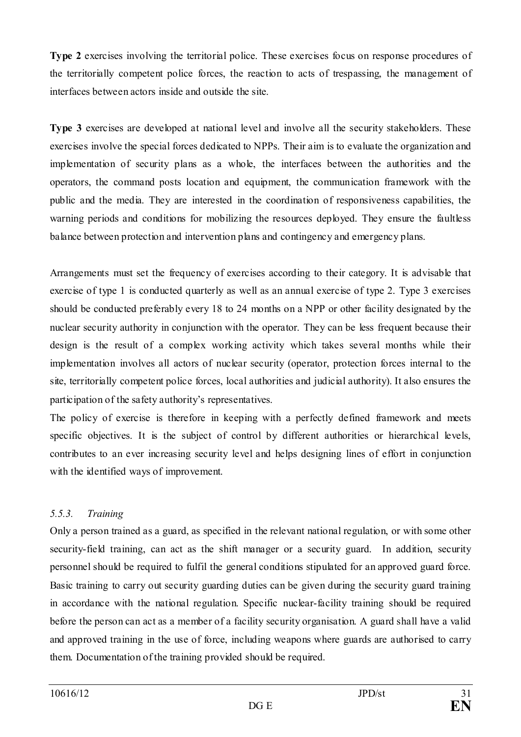**Type 2** exercises involving the territorial police. These exercises focus on response procedures of the territorially competent police forces, the reaction to acts of trespassing, the management of interfaces between actors inside and outside the site.

**Type 3** exercises are developed at national level and involve all the security stakeholders. These exercises involve the special forces dedicated to NPPs. Their aim is to evaluate the organization and implementation of security plans as a whole, the interfaces between the authorities and the operators, the command posts location and equipment, the communication framework with the public and the media. They are interested in the coordination of responsiveness capabilities, the warning periods and conditions for mobilizing the resources deployed. They ensure the faultless balance between protection and intervention plans and contingency and emergency plans.

Arrangements must set the frequency of exercises according to their category. It is advisable that exercise of type 1 is conducted quarterly as well as an annual exercise of type 2. Type 3 exercises should be conducted preferably every 18 to 24 months on a NPP or other facility designated by the nuclear security authority in conjunction with the operator. They can be less frequent because their design is the result of a complex working activity which takes several months while their implementation involves all actors of nuclear security (operator, protection forces internal to the site, territorially competent police forces, local authorities and judicial authority). It also ensures the participation of the safety authority's representatives.

The policy of exercise is therefore in keeping with a perfectly defined framework and meets specific objectives. It is the subject of control by different authorities or hierarchical levels, contributes to an ever increasing security level and helps designing lines of effort in conjunction with the identified ways of improvement.

### *5.5.3. Training*

Only a person trained as a guard, as specified in the relevant national regulation, or with some other security-field training, can act as the shift manager or a security guard. In addition, security personnel should be required to fulfil the general conditions stipulated for an approved guard force. Basic training to carry out security guarding duties can be given during the security guard training in accordance with the national regulation. Specific nuclear-facility training should be required before the person can act as a member of a facility security organisation. A guard shall have a valid and approved training in the use of force, including weapons where guards are authorised to carry them. Documentation of the training provided should be required.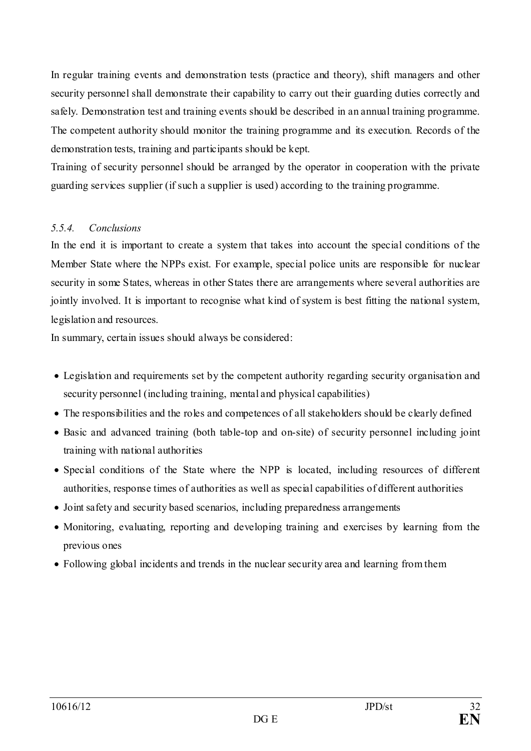In regular training events and demonstration tests (practice and theory), shift managers and other security personnel shall demonstrate their capability to carry out their guarding duties correctly and safely. Demonstration test and training events should be described in an annual training programme. The competent authority should monitor the training programme and its execution. Records of the demonstration tests, training and participants should be kept.

Training of security personnel should be arranged by the operator in cooperation with the private guarding services supplier (if such a supplier is used) according to the training programme.

#### *5.5.4. Conclusions*

In the end it is important to create a system that takes into account the special conditions of the Member State where the NPPs exist. For example, special police units are responsible for nuclear security in some States, whereas in other States there are arrangements where several authorities are jointly involved. It is important to recognise what kind of system is best fitting the national system, legislation and resources.

In summary, certain issues should always be considered:

- Legislation and requirements set by the competent authority regarding security organisation and security personnel (including training, mental and physical capabilities)
- The responsibilities and the roles and competences of all stakeholders should be clearly defined
- Basic and advanced training (both table-top and on-site) of security personnel including joint training with national authorities
- Special conditions of the State where the NPP is located, including resources of different authorities, response times of authorities as well as special capabilities of different authorities
- Joint safety and security based scenarios, including preparedness arrangements
- Monitoring, evaluating, reporting and developing training and exercises by learning from the previous ones
- Following global incidents and trends in the nuclear security area and learning from them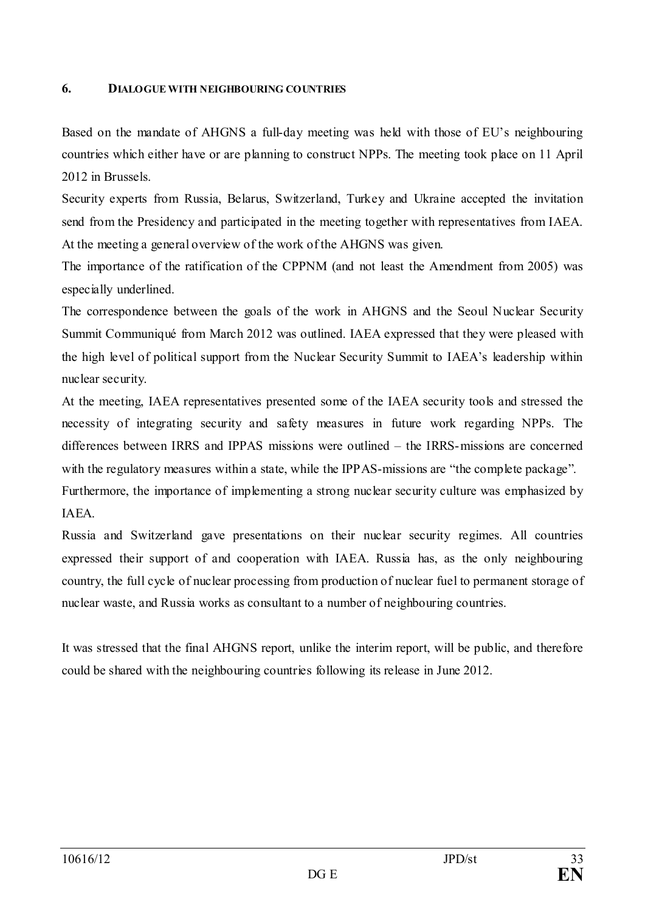## 6. DIALOGUE WITH NEIGHBOURING COUNTRIES

Based on the mandate of AHGNS a full-day meeting was held with those of EU's neighbouring countries which either have or are planning to construct NPPs. The meeting took place on 11 April 2012 in Brussels.

Security experts from Russia, Belarus, Switzerland, Turkey and Ukraine accepted the invitation send from the Presidency and participated in the meeting together with representatives from IAEA. At the meeting a general overview of the work of the AHGNS was given.

The importance of the ratification of the CPPNM (and not least the Amendment from 2005) was especially underlined.

The correspondence between the goals of the work in AHGNS and the Seoul Nuclear Security Summit Communiqué from March 2012 was outlined. IAEA expressed that they were pleased with the high level of political support from the Nuclear Security Summit to IAEA's leadership within nuclear security.

At the meeting, IAEA representatives presented some of the IAEA security tools and stressed the necessity of integrating security and safety measures in future work regarding NPPs. The differences between IRRS and IPPAS missions were outlined – the IRRS-missions are concerned with the regulatory measures within a state, while the IPPAS-missions are "the complete package".

Furthermore, the importance of implementing a strong nuclear security culture was emphasized by IAEA.

Russia and Switzerland gave presentations on their nuclear security regimes. All countries expressed their support of and cooperation with IAEA. Russia has, as the only neighbouring country, the full cycle of nuclear processing from production of nuclear fuel to permanent storage of nuclear waste, and Russia works as consultant to a number of neighbouring countries.

It was stressed that the final AHGNS report, unlike the interim report, will be public, and therefore could be shared with the neighbouring countries following its release in June 2012.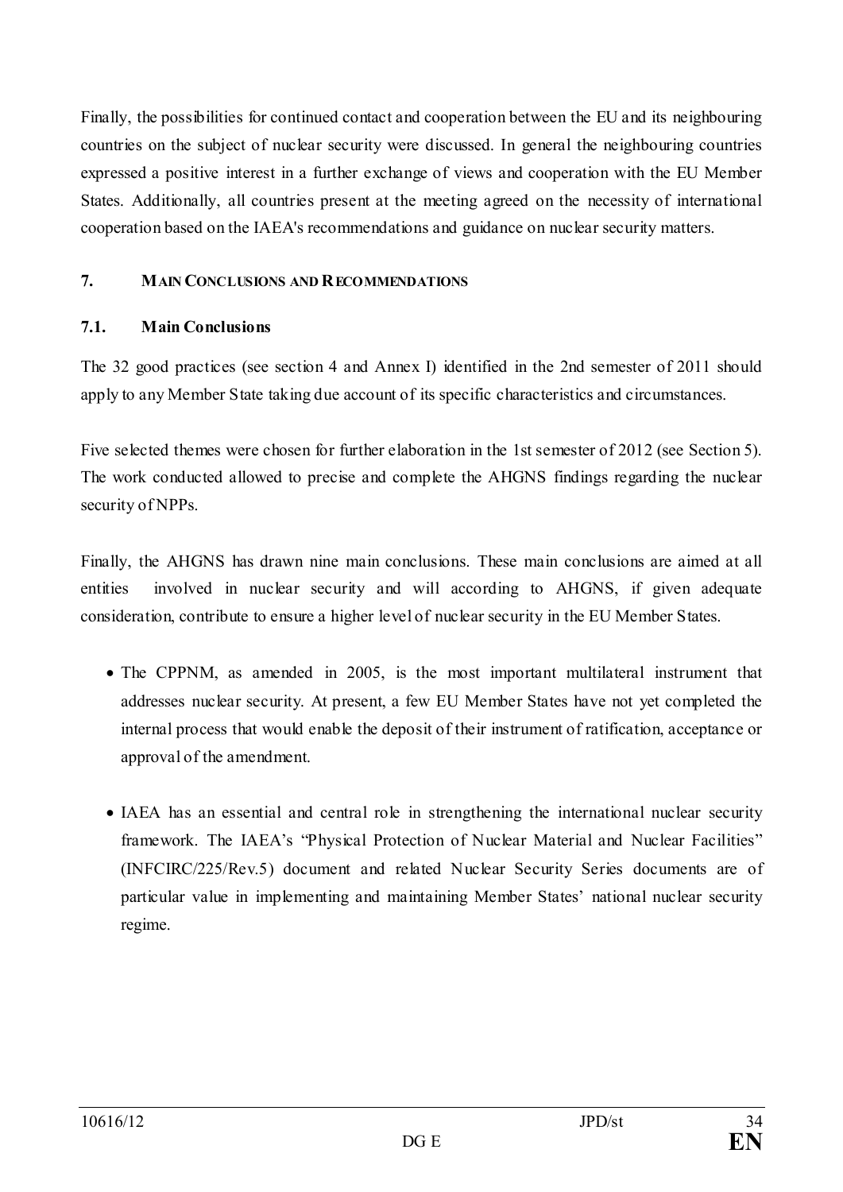Finally, the possibilities for continued contact and cooperation between the EU and its neighbouring countries on the subject of nuclear security were discussed. In general the neighbouring countries expressed a positive interest in a further exchange of views and cooperation with the EU Member States. Additionally, all countries present at the meeting agreed on the necessity of international cooperation based on the IAEA's recommendations and guidance on nuclear security matters.

## 7. MAIN CONCLUSIONS AND RECOMMENDATIONS

### 7.1. Main Conclusions

The 32 good practices (see section 4 and Annex I) identified in the 2nd semester of 2011 should apply to any Member State taking due account of its specific characteristics and circumstances.

Five selected themes were chosen for further elaboration in the 1st semester of 2012 (see Section 5). The work conducted allowed to precise and complete the AHGNS findings regarding the nuclear security of NPPs.

Finally, the AHGNS has drawn nine main conclusions. These main conclusions are aimed at all entities involved in nuclear security and will according to AHGNS, if given adequate consideration, contribute to ensure a higher level of nuclear security in the EU Member States.

- The CPPNM, as amended in 2005, is the most important multilateral instrument that addresses nuclear security. At present, a few EU Member States have not yet completed the internal process that would enable the deposit of their instrument of ratification, acceptance or approval of the amendment.

- IAEA has an essential and central role in strengthening the international nuclear security framework. The IAEA's "Physical Protection of Nuclear Material and Nuclear Facilities" (INFCIRC/225/Rev.5) document and related Nuclear Security Series documents are of particular value in implementing and maintaining Member States' national nuclear security regime.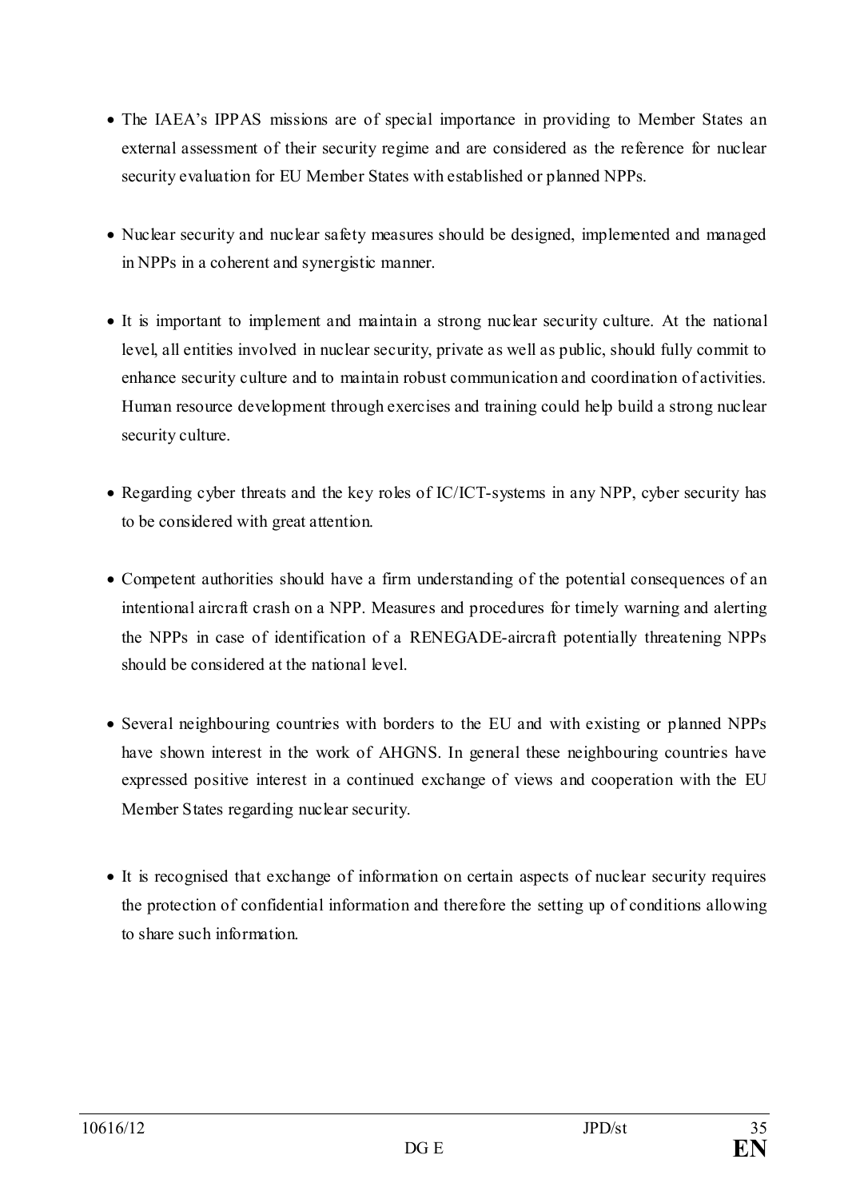- The IAEA's IPPAS missions are of special importance in providing to Member States an external assessment of their security regime and are considered as the reference for nuclear security evaluation for EU Member States with established or planned NPPs.

- Nuclear security and nuclear safety measures should be designed, implemented and managed in NPPs in a coherent and synergistic manner.

- It is important to implement and maintain a strong nuclear security culture. At the national level, all entities involved in nuclear security, private as well as public, should fully commit to enhance security culture and to maintain robust communication and coordination of activities. Human resource development through exercises and training could help build a strong nuclear security culture.

- Regarding cyber threats and the key roles of IC/ICT-systems in any NPP, cyber security has to be considered with great attention.

- Competent authorities should have a firm understanding of the potential consequences of an intentional aircraft crash on a NPP. Measures and procedures for timely warning and alerting the NPPs in case of identification of a RENEGADE-aircraft potentially threatening NPPs should be considered at the national level.

- Several neighbouring countries with borders to the EU and with existing or planned NPPs have shown interest in the work of AHGNS. In general these neighbouring countries have expressed positive interest in a continued exchange of views and cooperation with the EU Member States regarding nuclear security.

- It is recognised that exchange of information on certain aspects of nuclear security requires the protection of confidential information and therefore the setting up of conditions allowing to share such information.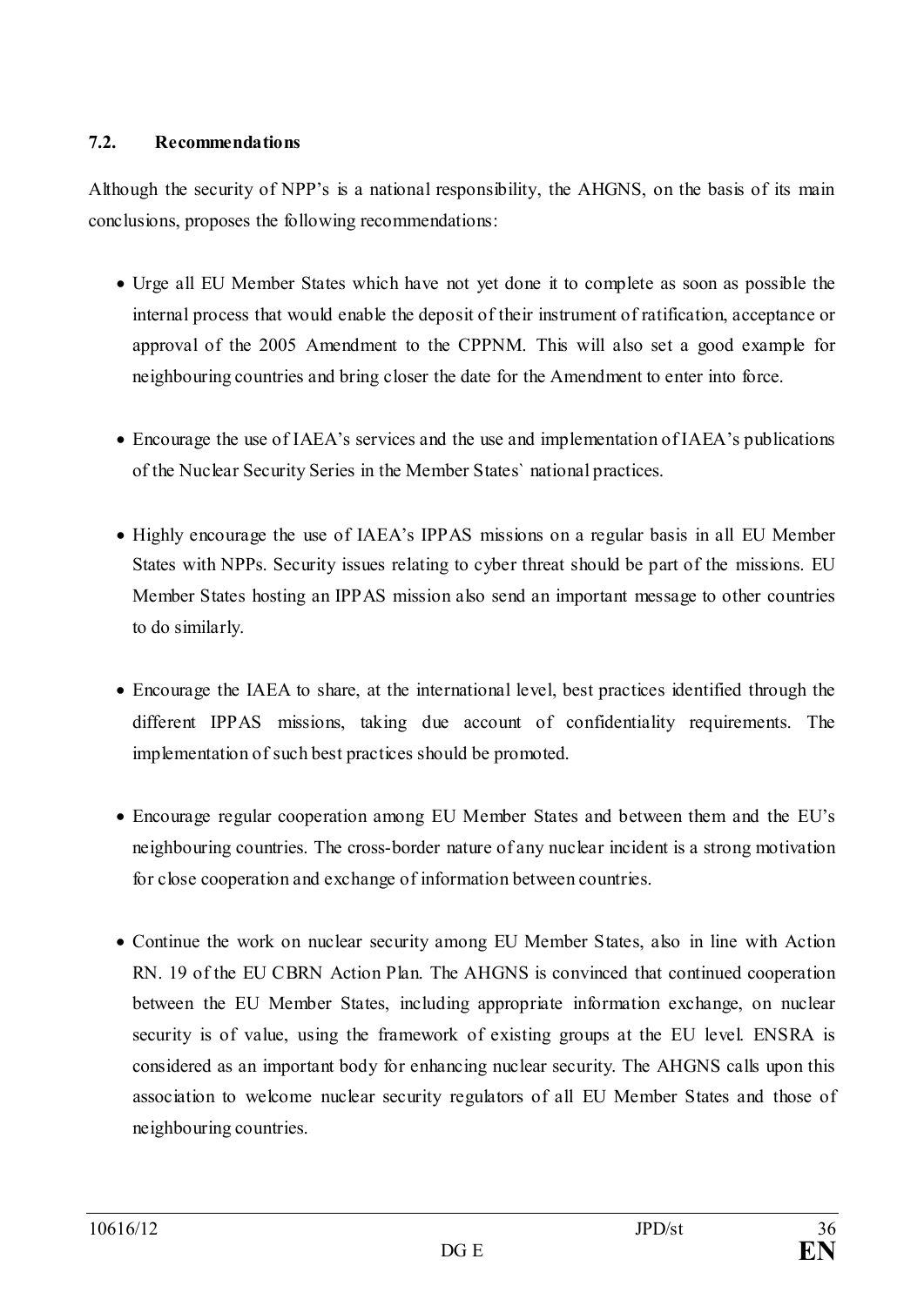### 7.2. Recommendations

Although the security of NPP's is a national responsibility, the AHGNS, on the basis of its main conclusions, proposes the following recommendations:

- Urge all EU Member States which have not yet done it to complete as soon as possible the internal process that would enable the deposit of their instrument of ratification, acceptance or approval of the 2005 Amendment to the CPPNM. This will also set a good example for neighbouring countries and bring closer the date for the Amendment to enter into force.

- Encourage the use of IAEA's services and the use and implementation of IAEA's publications of the Nuclear Security Series in the Member States` national practices.

- Highly encourage the use of IAEA's IPPAS missions on a regular basis in all EU Member States with NPPs. Security issues relating to cyber threat should be part of the missions. EU Member States hosting an IPPAS mission also send an important message to other countries to do similarly.

- Encourage the IAEA to share, at the international level, best practices identified through the different IPPAS missions, taking due account of confidentiality requirements. The implementation of such best practices should be promoted.

- Encourage regular cooperation among EU Member States and between them and the EU's neighbouring countries. The cross-border nature of any nuclear incident is a strong motivation for close cooperation and exchange of information between countries.

- Continue the work on nuclear security among EU Member States, also in line with Action RN. 19 of the EU CBRN Action Plan. The AHGNS is convinced that continued cooperation between the EU Member States, including appropriate information exchange, on nuclear security is of value, using the framework of existing groups at the EU level. ENSRA is considered as an important body for enhancing nuclear security. The AHGNS calls upon this association to welcome nuclear security regulators of all EU Member States and those of neighbouring countries.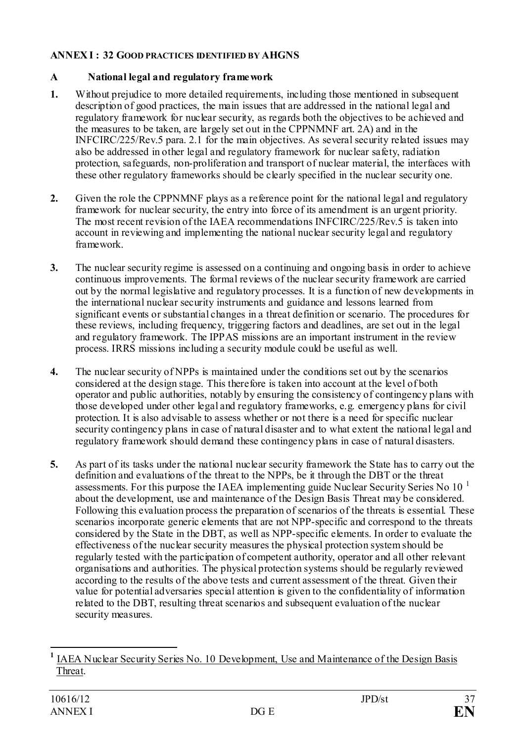# ANNEX I : 32 GOOD PRACTICES IDENTIFIED BY AHGNS

## A National legal and regulatory framework

**1.** Without prejudice to more detailed requirements, including those mentioned in subsequent description of good practices, the main issues that are addressed in the national legal and regulatory framework for nuclear security, as regards both the objectives to be achieved and the measures to be taken, are largely set out in the CPPNMNF art. 2A) and in the INFCIRC/225/Rev.5 para. 2.1 for the main objectives. As several security related issues may also be addressed in other legal and regulatory framework for nuclear safety, radiation protection, safeguards, non-proliferation and transport of nuclear material, the interfaces with these other regulatory frameworks should be clearly specified in the nuclear security one.

**2.** Given the role the CPPNMNF plays as a reference point for the national legal and regulatory framework for nuclear security, the entry into force of its amendment is an urgent priority. The most recent revision of the IAEA recommendations INFCIRC/225/Rev.5 is taken into account in reviewing and implementing the national nuclear security legal and regulatory framework.

**3.** The nuclear security regime is assessed on a continuing and ongoing basis in order to achieve continuous improvements. The formal reviews of the nuclear security framework are carried out by the normal legislative and regulatory processes. It is a function of new developments in the international nuclear security instruments and guidance and lessons learned from significant events or substantial changes in a threat definition or scenario. The procedures for these reviews, including frequency, triggering factors and deadlines, are set out in the legal and regulatory framework. The IPPAS missions are an important instrument in the review process. IRRS missions including a security module could be useful as well.

**4.** The nuclear security of NPPs is maintained under the conditions set out by the scenarios considered at the design stage. This therefore is taken into account at the level of both operator and public authorities, notably by ensuring the consistency of contingency plans with those developed under other legal and regulatory frameworks, e.g. emergency plans for civil protection. It is also advisable to assess whether or not there is a need for specific nuclear security contingency plans in case of natural disaster and to what extent the national legal and regulatory framework should demand these contingency plans in case of natural disasters.

**5.** As part of its tasks under the national nuclear security framework the State has to carry out the definition and evaluations of the threat to the NPPs, be it through the DBT or the threat assessments. For this purpose the IAEA implementing guide Nuclear Security Series No 10 [1] about the development, use and maintenance of the Design Basis Threat may be considered. Following this evaluation process the preparation of scenarios of the threats is essential. These scenarios incorporate generic elements that are not NPP-specific and correspond to the threats considered by the State in the DBT, as well as NPP-specific elements. In order to evaluate the effectiveness of the nuclear security measures the physical protection system should be regularly tested with the participation of competent authority, operator and all other relevant organisations and authorities. The physical protection systems should be regularly reviewed according to the results of the above tests and current assessment of the threat. Given their value for potential adversaries special attention is given to the confidentiality of information related to the DBT, resulting threat scenarios and subsequent evaluation of the nuclear security measures.

---

[1] IAEA Nuclear Security Series No. 10 Development, Use and Maintenance of the Design Basis Threat.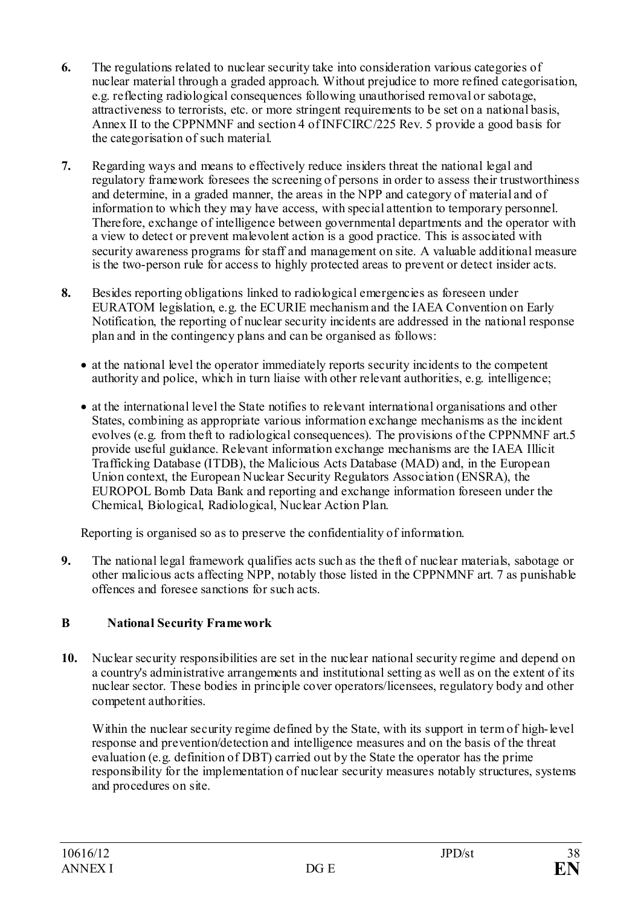**6.** The regulations related to nuclear security take into consideration various categories of nuclear material through a graded approach. Without prejudice to more refined categorisation, e.g. reflecting radiological consequences following unauthorised removal or sabotage, attractiveness to terrorists, etc. or more stringent requirements to be set on a national basis, Annex II to the CPPNMNF and section 4 of INFCIRC/225 Rev. 5 provide a good basis for the categorisation of such material.

**7.** Regarding ways and means to effectively reduce insiders threat the national legal and regulatory framework foresees the screening of persons in order to assess their trustworthiness and determine, in a graded manner, the areas in the NPP and category of material and of information to which they may have access, with special attention to temporary personnel. Therefore, exchange of intelligence between governmental departments and the operator with a view to detect or prevent malevolent action is a good practice. This is associated with security awareness programs for staff and management on site. A valuable additional measure is the two-person rule for access to highly protected areas to prevent or detect insider acts.

**8.** Besides reporting obligations linked to radiological emergencies as foreseen under EURATOM legislation, e.g. the ECURIE mechanism and the IAEA Convention on Early Notification, the reporting of nuclear security incidents are addressed in the national response plan and in the contingency plans and can be organised as follows:

- at the national level the operator immediately reports security incidents to the competent authority and police, which in turn liaise with other relevant authorities, e.g. intelligence;
- at the international level the State notifies to relevant international organisations and other States, combining as appropriate various information exchange mechanisms as the incident evolves (e.g. from theft to radiological consequences). The provisions of the CPPNMNF art.5 provide useful guidance. Relevant information exchange mechanisms are the IAEA Illicit Trafficking Database (ITDB), the Malicious Acts Database (MAD) and, in the European Union context, the European Nuclear Security Regulators Association (ENSRA), the EUROPOL Bomb Data Bank and reporting and exchange information foreseen under the Chemical, Biological, Radiological, Nuclear Action Plan.

Reporting is organised so as to preserve the confidentiality of information.

**9.** The national legal framework qualifies acts such as the theft of nuclear materials, sabotage or other malicious acts affecting NPP, notably those listed in the CPPNMNF art. 7 as punishable offences and foresee sanctions for such acts.

## B National Security Framework

**10.** Nuclear security responsibilities are set in the nuclear national security regime and depend on a country's administrative arrangements and institutional setting as well as on the extent of its nuclear sector. These bodies in principle cover operators/licensees, regulatory body and other competent authorities.

Within the nuclear security regime defined by the State, with its support in term of high-level response and prevention/detection and intelligence measures and on the basis of the threat evaluation (e.g. definition of DBT) carried out by the State the operator has the prime responsibility for the implementation of nuclear security measures notably structures, systems and procedures on site.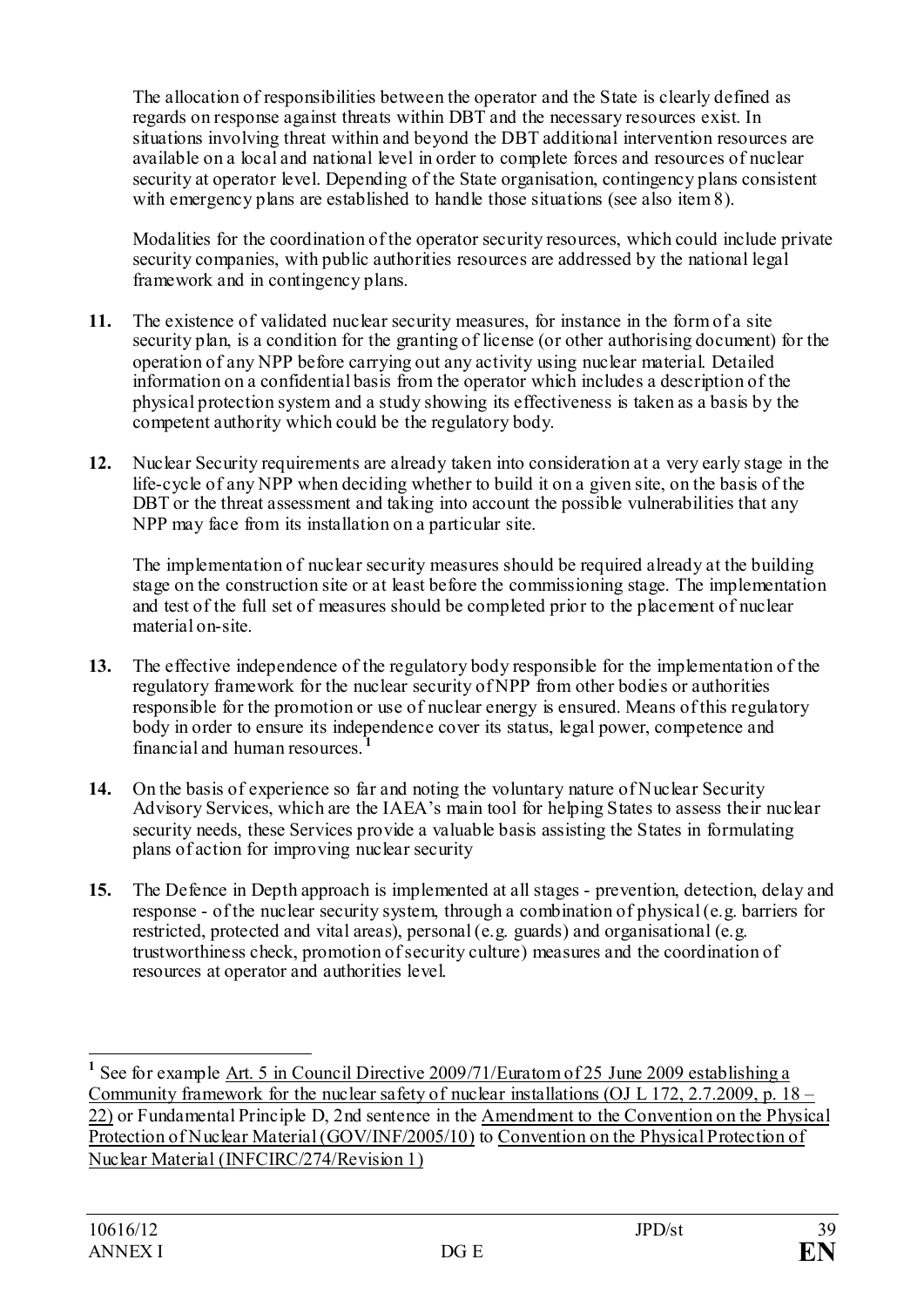The allocation of responsibilities between the operator and the State is clearly defined as regards on response against threats within DBT and the necessary resources exist. In situations involving threat within and beyond the DBT additional intervention resources are available on a local and national level in order to complete forces and resources of nuclear security at operator level. Depending of the State organisation, contingency plans consistent with emergency plans are established to handle those situations (see also item 8).

Modalities for the coordination of the operator security resources, which could include private security companies, with public authorities resources are addressed by the national legal framework and in contingency plans.

**11.** The existence of validated nuclear security measures, for instance in the form of a site security plan, is a condition for the granting of license (or other authorising document) for the operation of any NPP before carrying out any activity using nuclear material. Detailed information on a confidential basis from the operator which includes a description of the physical protection system and a study showing its effectiveness is taken as a basis by the competent authority which could be the regulatory body.

**12.** Nuclear Security requirements are already taken into consideration at a very early stage in the life-cycle of any NPP when deciding whether to build it on a given site, on the basis of the DBT or the threat assessment and taking into account the possible vulnerabilities that any NPP may face from its installation on a particular site.

The implementation of nuclear security measures should be required already at the building stage on the construction site or at least before the commissioning stage. The implementation and test of the full set of measures should be completed prior to the placement of nuclear material on-site.

**13.** The effective independence of the regulatory body responsible for the implementation of the regulatory framework for the nuclear security of NPP from other bodies or authorities responsible for the promotion or use of nuclear energy is ensured. Means of this regulatory body in order to ensure its independence cover its status, legal power, competence and financial and human resources.[1]

**14.** On the basis of experience so far and noting the voluntary nature of Nuclear Security Advisory Services, which are the IAEA's main tool for helping States to assess their nuclear security needs, these Services provide a valuable basis assisting the States in formulating plans of action for improving nuclear security

**15.** The Defence in Depth approach is implemented at all stages - prevention, detection, delay and response - of the nuclear security system, through a combination of physical (e.g. barriers for restricted, protected and vital areas), personal (e.g. guards) and organisational (e.g. trustworthiness check, promotion of security culture) measures and the coordination of resources at operator and authorities level.

---

[1] See for example Art. 5 in Council Directive 2009/71/Euratom of 25 June 2009 establishing a Community framework for the nuclear safety of nuclear installations (OJ L 172, 2.7.2009, p. 18 – 22) or Fundamental Principle D, 2nd sentence in the Amendment to the Convention on the Physical Protection of Nuclear Material (GOV/INF/2005/10) to Convention on the Physical Protection of Nuclear Material (INFCIRC/274/Revision 1)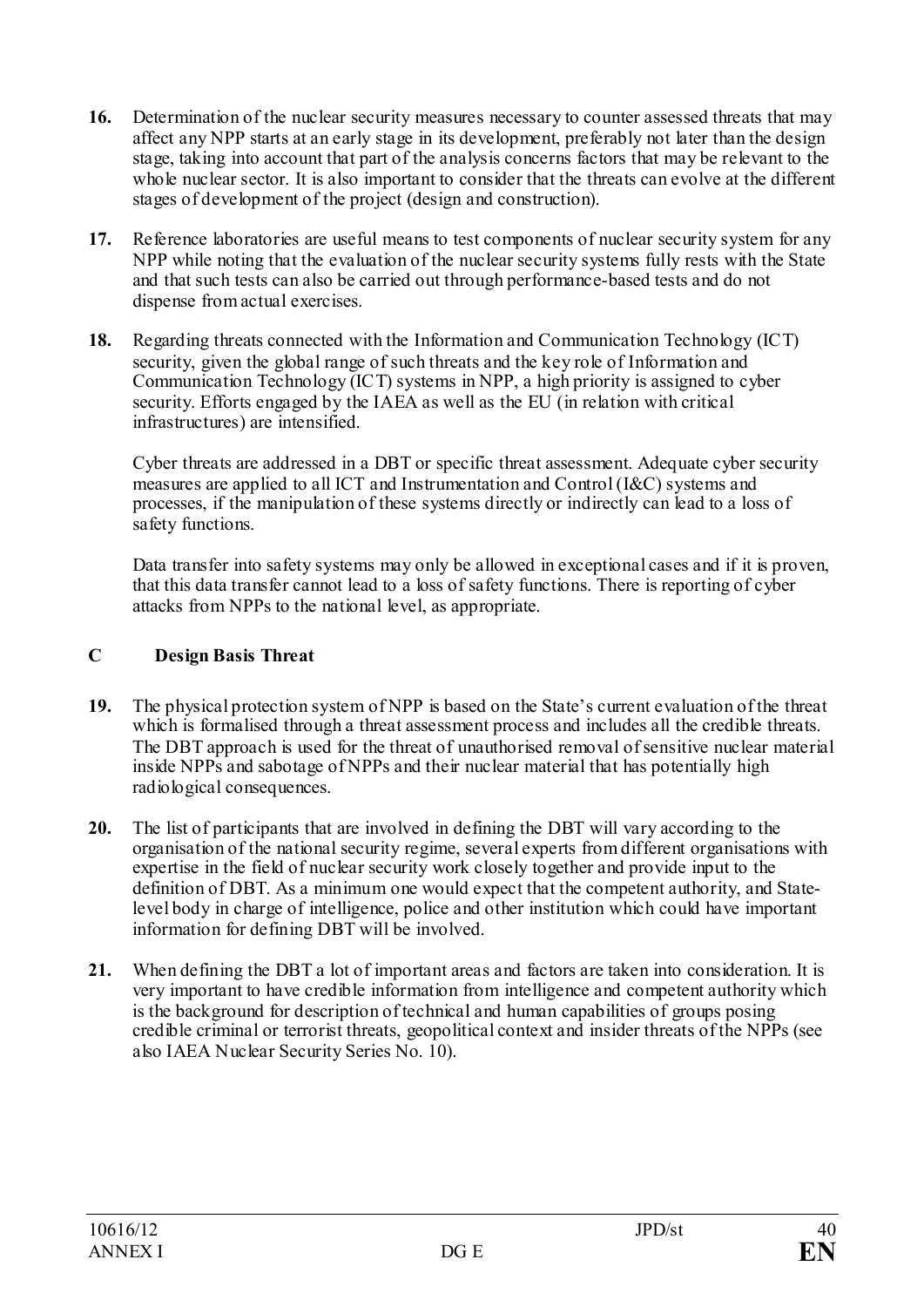**16.** Determination of the nuclear security measures necessary to counter assessed threats that may affect any NPP starts at an early stage in its development, preferably not later than the design stage, taking into account that part of the analysis concerns factors that may be relevant to the whole nuclear sector. It is also important to consider that the threats can evolve at the different stages of development of the project (design and construction).

**17.** Reference laboratories are useful means to test components of nuclear security system for any NPP while noting that the evaluation of the nuclear security systems fully rests with the State and that such tests can also be carried out through performance-based tests and do not dispense from actual exercises.

**18.** Regarding threats connected with the Information and Communication Technology (ICT) security, given the global range of such threats and the key role of Information and Communication Technology (ICT) systems in NPP, a high priority is assigned to cyber security. Efforts engaged by the IAEA as well as the EU (in relation with critical infrastructures) are intensified.

Cyber threats are addressed in a DBT or specific threat assessment. Adequate cyber security measures are applied to all ICT and Instrumentation and Control (I&C) systems and processes, if the manipulation of these systems directly or indirectly can lead to a loss of safety functions.

Data transfer into safety systems may only be allowed in exceptional cases and if it is proven, that this data transfer cannot lead to a loss of safety functions. There is reporting of cyber attacks from NPPs to the national level, as appropriate.

## C Design Basis Threat

**19.** The physical protection system of NPP is based on the State's current evaluation of the threat which is formalised through a threat assessment process and includes all the credible threats. The DBT approach is used for the threat of unauthorised removal of sensitive nuclear material inside NPPs and sabotage of NPPs and their nuclear material that has potentially high radiological consequences.

**20.** The list of participants that are involved in defining the DBT will vary according to the organisation of the national security regime, several experts from different organisations with expertise in the field of nuclear security work closely together and provide input to the definition of DBT. As a minimum one would expect that the competent authority, and State-level body in charge of intelligence, police and other institution which could have important information for defining DBT will be involved.

**21.** When defining the DBT a lot of important areas and factors are taken into consideration. It is very important to have credible information from intelligence and competent authority which is the background for description of technical and human capabilities of groups posing credible criminal or terrorist threats, geopolitical context and insider threats of the NPPs (see also IAEA Nuclear Security Series No. 10).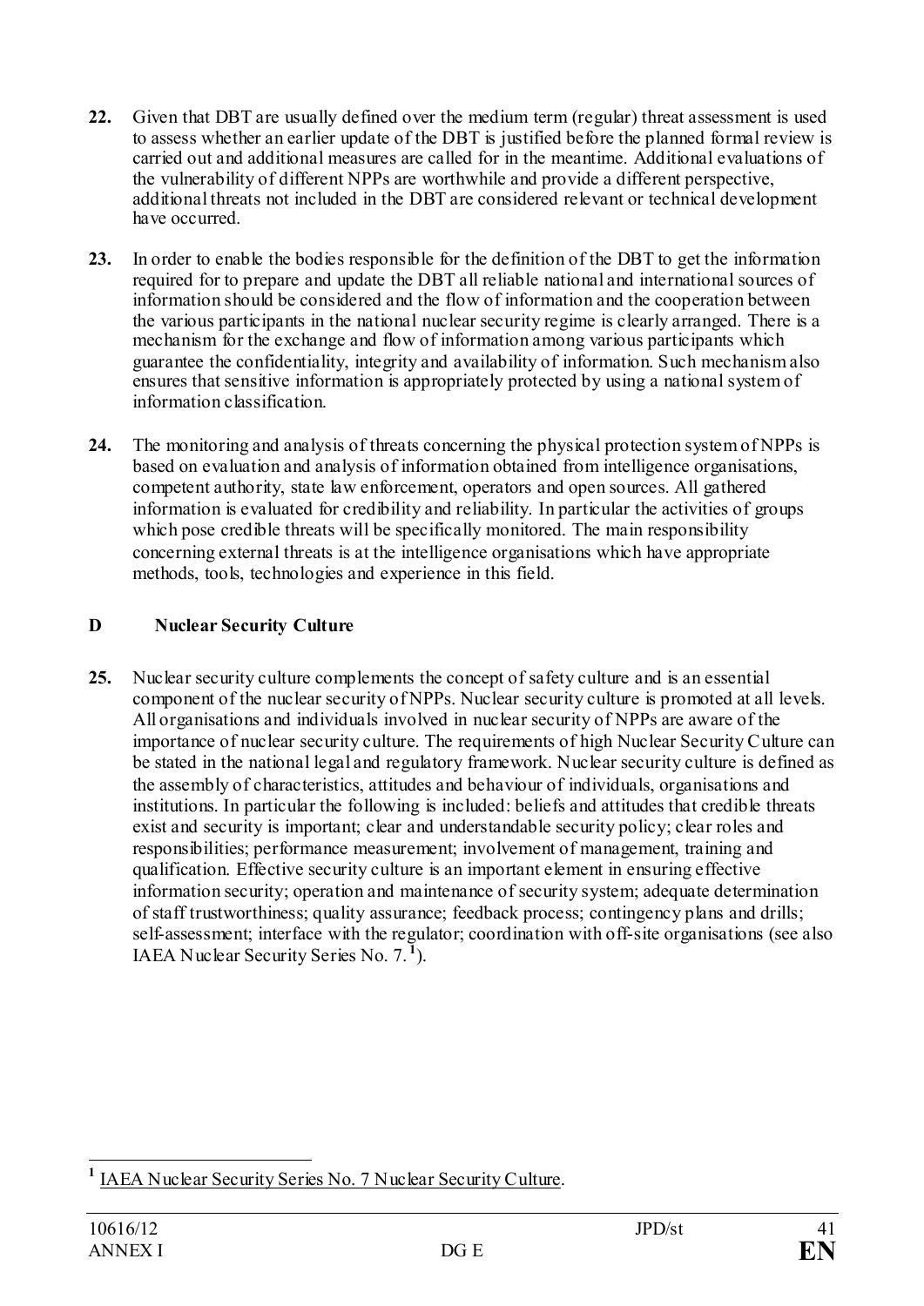**22.** Given that DBT are usually defined over the medium term (regular) threat assessment is used to assess whether an earlier update of the DBT is justified before the planned formal review is carried out and additional measures are called for in the meantime. Additional evaluations of the vulnerability of different NPPs are worthwhile and provide a different perspective, additional threats not included in the DBT are considered relevant or technical development have occurred.

**23.** In order to enable the bodies responsible for the definition of the DBT to get the information required for to prepare and update the DBT all reliable national and international sources of information should be considered and the flow of information and the cooperation between the various participants in the national nuclear security regime is clearly arranged. There is a mechanism for the exchange and flow of information among various participants which guarantee the confidentiality, integrity and availability of information. Such mechanism also ensures that sensitive information is appropriately protected by using a national system of information classification.

**24.** The monitoring and analysis of threats concerning the physical protection system of NPPs is based on evaluation and analysis of information obtained from intelligence organisations, competent authority, state law enforcement, operators and open sources. All gathered information is evaluated for credibility and reliability. In particular the activities of groups which pose credible threats will be specifically monitored. The main responsibility concerning external threats is at the intelligence organisations which have appropriate methods, tools, technologies and experience in this field.

## D Nuclear Security Culture

**25.** Nuclear security culture complements the concept of safety culture and is an essential component of the nuclear security of NPPs. Nuclear security culture is promoted at all levels. All organisations and individuals involved in nuclear security of NPPs are aware of the importance of nuclear security culture. The requirements of high Nuclear Security Culture can be stated in the national legal and regulatory framework. Nuclear security culture is defined as the assembly of characteristics, attitudes and behaviour of individuals, organisations and institutions. In particular the following is included: beliefs and attitudes that credible threats exist and security is important; clear and understandable security policy; clear roles and responsibilities; performance measurement; involvement of management, training and qualification. Effective security culture is an important element in ensuring effective information security; operation and maintenance of security system; adequate determination of staff trustworthiness; quality assurance; feedback process; contingency plans and drills; self-assessment; interface with the regulator; coordination with off-site organisations (see also IAEA Nuclear Security Series No. 7.[1]).

---

[1] IAEA Nuclear Security Series No. 7 Nuclear Security Culture.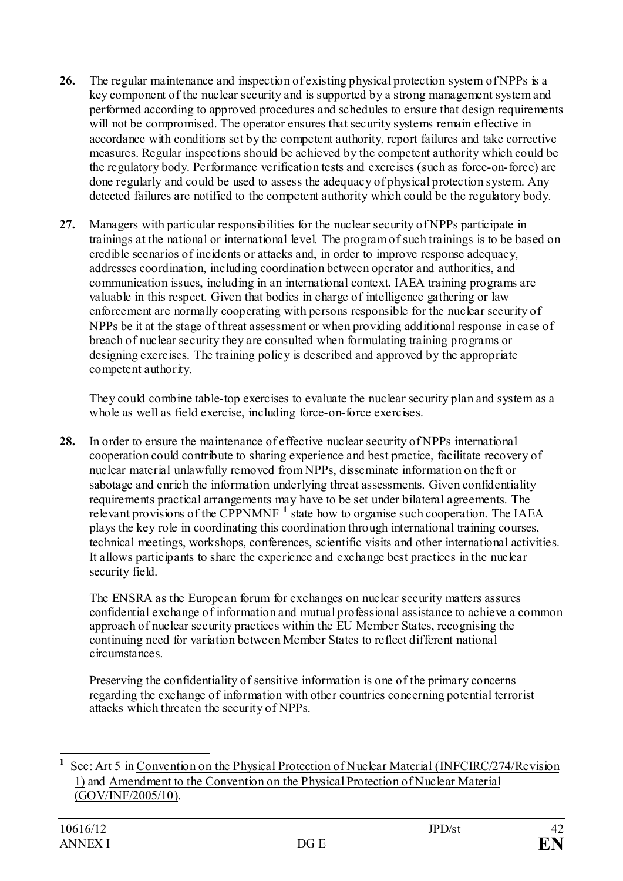**26.** The regular maintenance and inspection of existing physical protection system of NPPs is a key component of the nuclear security and is supported by a strong management system and performed according to approved procedures and schedules to ensure that design requirements will not be compromised. The operator ensures that security systems remain effective in accordance with conditions set by the competent authority, report failures and take corrective measures. Regular inspections should be achieved by the competent authority which could be the regulatory body. Performance verification tests and exercises (such as force-on-force) are done regularly and could be used to assess the adequacy of physical protection system. Any detected failures are notified to the competent authority which could be the regulatory body.

**27.** Managers with particular responsibilities for the nuclear security of NPPs participate in trainings at the national or international level. The program of such trainings is to be based on credible scenarios of incidents or attacks and, in order to improve response adequacy, addresses coordination, including coordination between operator and authorities, and communication issues, including in an international context. IAEA training programs are valuable in this respect. Given that bodies in charge of intelligence gathering or law enforcement are normally cooperating with persons responsible for the nuclear security of NPPs be it at the stage of threat assessment or when providing additional response in case of breach of nuclear security they are consulted when formulating training programs or designing exercises. The training policy is described and approved by the appropriate competent authority.

They could combine table-top exercises to evaluate the nuclear security plan and system as a whole as well as field exercise, including force-on-force exercises.

**28.** In order to ensure the maintenance of effective nuclear security of NPPs international cooperation could contribute to sharing experience and best practice, facilitate recovery of nuclear material unlawfully removed from NPPs, disseminate information on theft or sabotage and enrich the information underlying threat assessments. Given confidentiality requirements practical arrangements may have to be set under bilateral agreements. The relevant provisions of the CPPNMNF [1] state how to organise such cooperation. The IAEA plays the key role in coordinating this coordination through international training courses, technical meetings, workshops, conferences, scientific visits and other international activities. It allows participants to share the experience and exchange best practices in the nuclear security field.

The ENSRA as the European forum for exchanges on nuclear security matters assures confidential exchange of information and mutual professional assistance to achieve a common approach of nuclear security practices within the EU Member States, recognising the continuing need for variation between Member States to reflect different national circumstances.

Preserving the confidentiality of sensitive information is one of the primary concerns regarding the exchange of information with other countries concerning potential terrorist attacks which threaten the security of NPPs.

---

[1] See: Art 5 in Convention on the Physical Protection of Nuclear Material (INFCIRC/274/Revision 1) and Amendment to the Convention on the Physical Protection of Nuclear Material (GOV/INF/2005/10).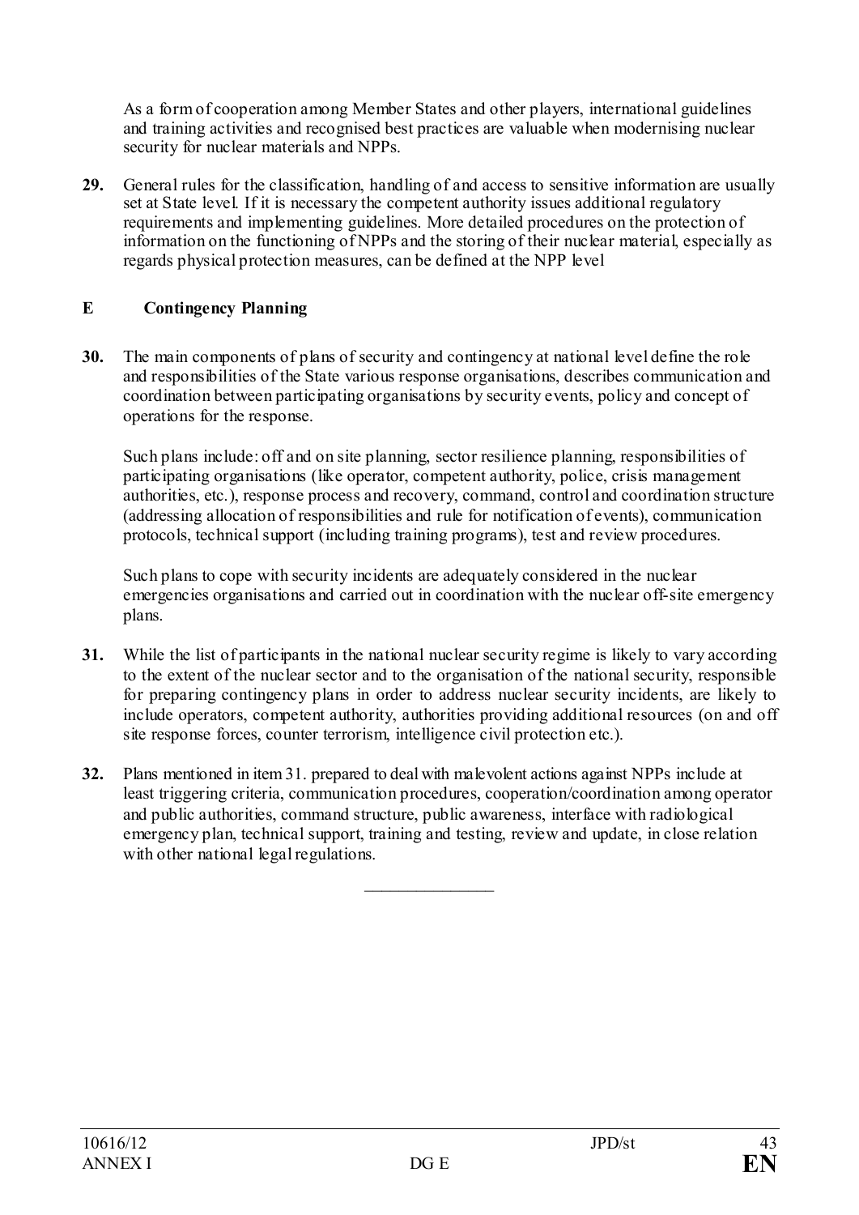As a form of cooperation among Member States and other players, international guidelines and training activities and recognised best practices are valuable when modernising nuclear security for nuclear materials and NPPs.

**29.** General rules for the classification, handling of and access to sensitive information are usually set at State level. If it is necessary the competent authority issues additional regulatory requirements and implementing guidelines. More detailed procedures on the protection of information on the functioning of NPPs and the storing of their nuclear material, especially as regards physical protection measures, can be defined at the NPP level

## E Contingency Planning

**30.** The main components of plans of security and contingency at national level define the role and responsibilities of the State various response organisations, describes communication and coordination between participating organisations by security events, policy and concept of operations for the response.

Such plans include: off and on site planning, sector resilience planning, responsibilities of participating organisations (like operator, competent authority, police, crisis management authorities, etc.), response process and recovery, command, control and coordination structure (addressing allocation of responsibilities and rule for notification of events), communication protocols, technical support (including training programs), test and review procedures.

Such plans to cope with security incidents are adequately considered in the nuclear emergencies organisations and carried out in coordination with the nuclear off-site emergency plans.

**31.** While the list of participants in the national nuclear security regime is likely to vary according to the extent of the nuclear sector and to the organisation of the national security, responsible for preparing contingency plans in order to address nuclear security incidents, are likely to include operators, competent authority, authorities providing additional resources (on and off site response forces, counter terrorism, intelligence civil protection etc.).

**32.** Plans mentioned in item 31. prepared to deal with malevolent actions against NPPs include at least triggering criteria, communication procedures, cooperation/coordination among operator and public authorities, command structure, public awareness, interface with radiological emergency plan, technical support, training and testing, review and update, in close relation with other national legal regulations.

________________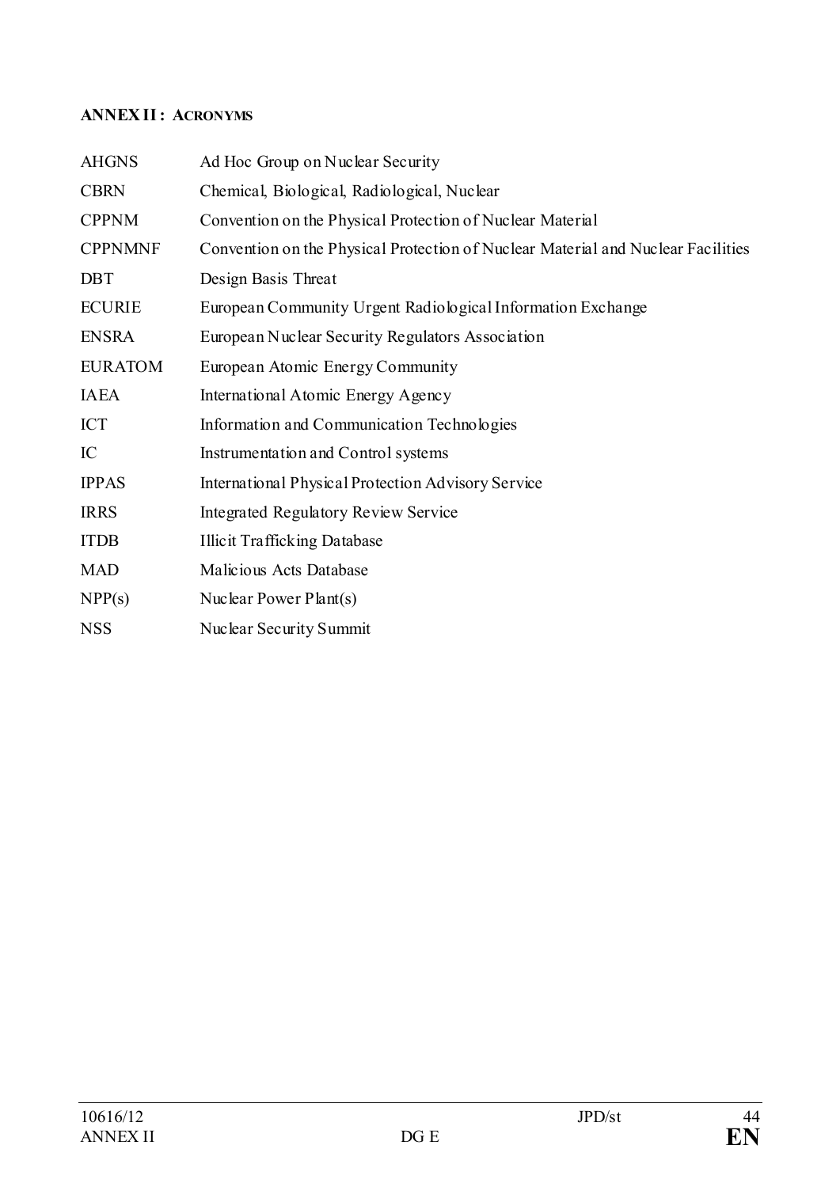## ANNEX II : ACRONYMS

| | |
|---|---|
| AHGNS | Ad Hoc Group on Nuclear Security |
| CBRN | Chemical, Biological, Radiological, Nuclear |
| CPPNM | Convention on the Physical Protection of Nuclear Material |
| CPPNMNF | Convention on the Physical Protection of Nuclear Material and Nuclear Facilities |
| DBT | Design Basis Threat |
| ECURIE | European Community Urgent Radiological Information Exchange |
| ENSRA | European Nuclear Security Regulators Association |
| EURATOM | European Atomic Energy Community |
| IAEA | International Atomic Energy Agency |
| ICT | Information and Communication Technologies |
| IC | Instrumentation and Control systems |
| IPPAS | International Physical Protection Advisory Service |
| IRRS | Integrated Regulatory Review Service |
| ITDB | Illicit Trafficking Database |
| MAD | Malicious Acts Database |
| NPP(s) | Nuclear Power Plant(s) |
| NSS | Nuclear Security Summit |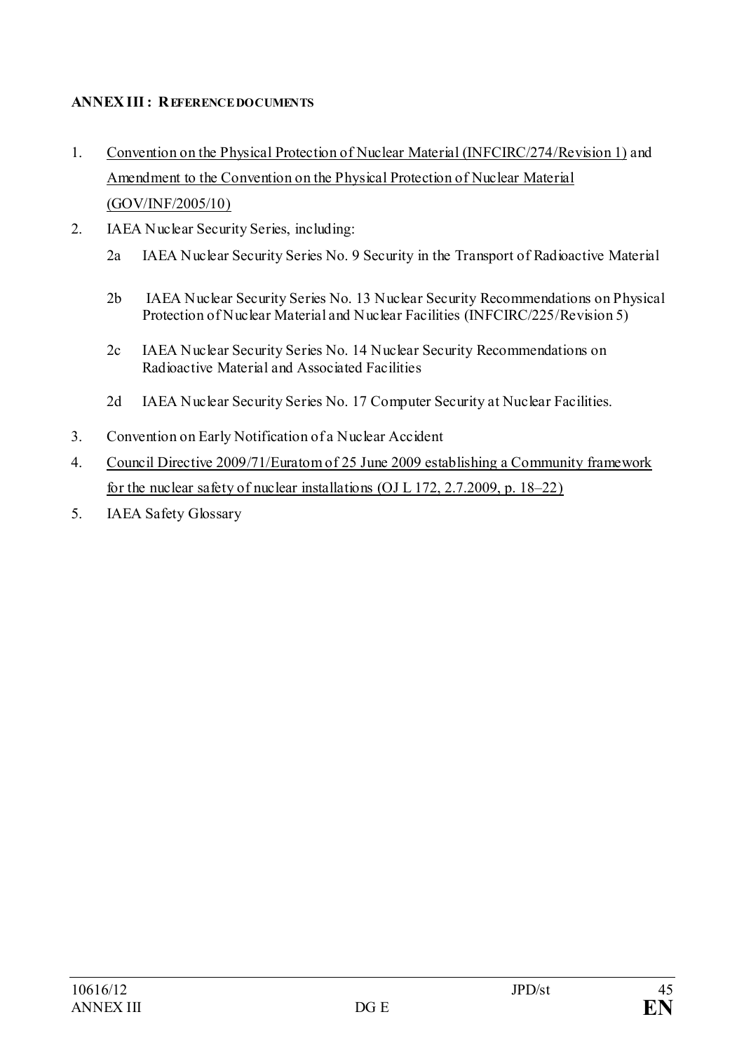**ANNEX III : REFERENCE DOCUMENTS**

1. Convention on the Physical Protection of Nuclear Material (INFCIRC/274/Revision 1) and Amendment to the Convention on the Physical Protection of Nuclear Material (GOV/INF/2005/10)
2. IAEA Nuclear Security Series, including:

   2a IAEA Nuclear Security Series No. 9 Security in the Transport of Radioactive Material

   2b IAEA Nuclear Security Series No. 13 Nuclear Security Recommendations on Physical Protection of Nuclear Material and Nuclear Facilities (INFCIRC/225/Revision 5)

   2c IAEA Nuclear Security Series No. 14 Nuclear Security Recommendations on Radioactive Material and Associated Facilities

   2d IAEA Nuclear Security Series No. 17 Computer Security at Nuclear Facilities.
3. Convention on Early Notification of a Nuclear Accident
4. Council Directive 2009/71/Euratom of 25 June 2009 establishing a Community framework for the nuclear safety of nuclear installations (OJ L 172, 2.7.2009, p. 18–22)
5. IAEA Safety Glossary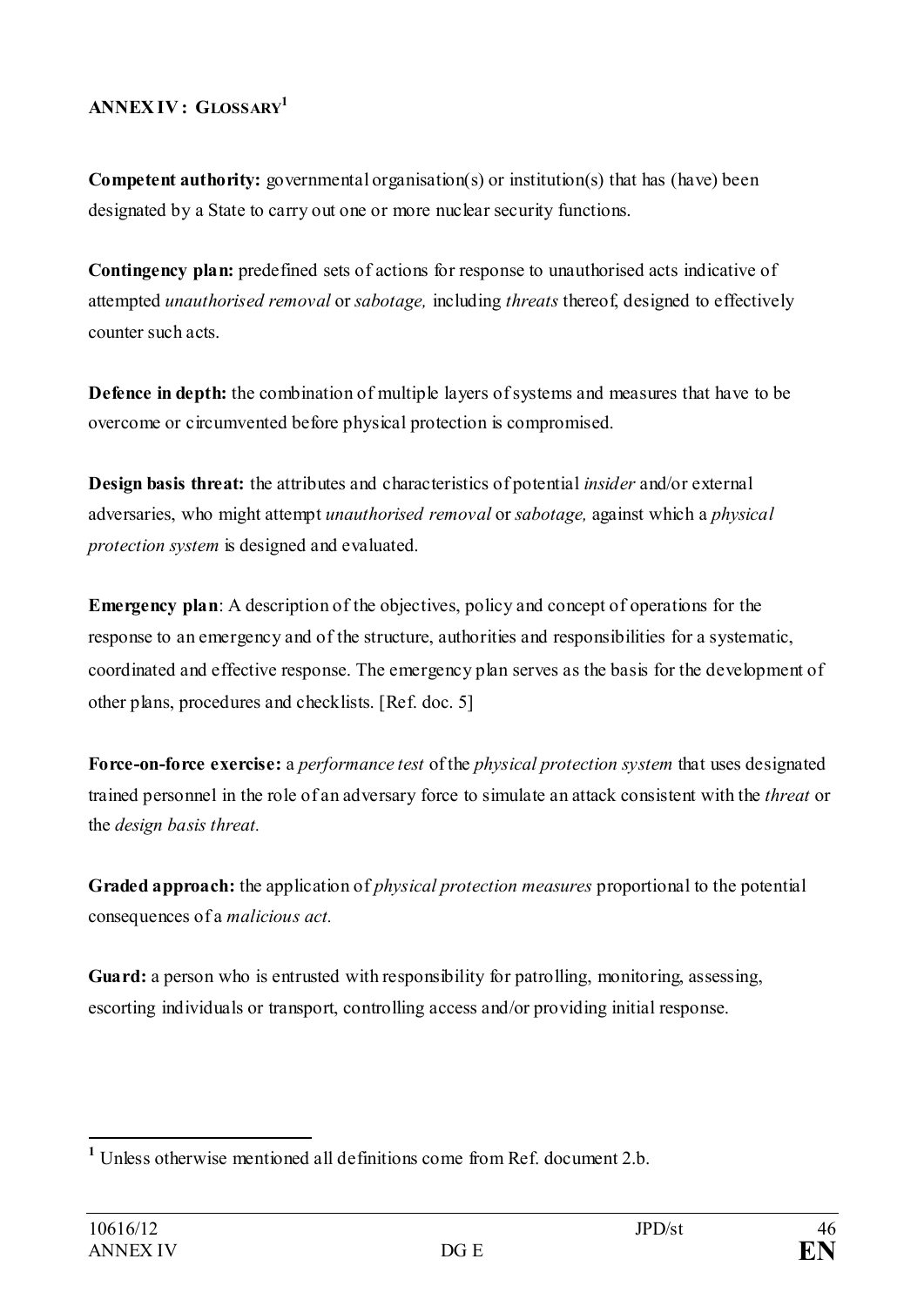## ANNEX IV: GLOSSARY[1]

**Competent authority:** governmental organisation(s) or institution(s) that has (have) been designated by a State to carry out one or more nuclear security functions.

**Contingency plan:** predefined sets of actions for response to unauthorised acts indicative of attempted *unauthorised removal* or *sabotage,* including *threats* thereof, designed to effectively counter such acts.

**Defence in depth:** the combination of multiple layers of systems and measures that have to be overcome or circumvented before physical protection is compromised.

**Design basis threat:** the attributes and characteristics of potential *insider* and/or external adversaries, who might attempt *unauthorised removal* or *sabotage,* against which a *physical protection system* is designed and evaluated.

**Emergency plan**: A description of the objectives, policy and concept of operations for the response to an emergency and of the structure, authorities and responsibilities for a systematic, coordinated and effective response. The emergency plan serves as the basis for the development of other plans, procedures and checklists. [Ref. doc. 5]

**Force-on-force exercise:** a *performance test* of the *physical protection system* that uses designated trained personnel in the role of an adversary force to simulate an attack consistent with the *threat* or the *design basis threat.*

**Graded approach:** the application of *physical protection measures* proportional to the potential consequences of a *malicious act.*

**Guard:** a person who is entrusted with responsibility for patrolling, monitoring, assessing, escorting individuals or transport, controlling access and/or providing initial response.

---

[1] Unless otherwise mentioned all definitions come from Ref. document 2.b.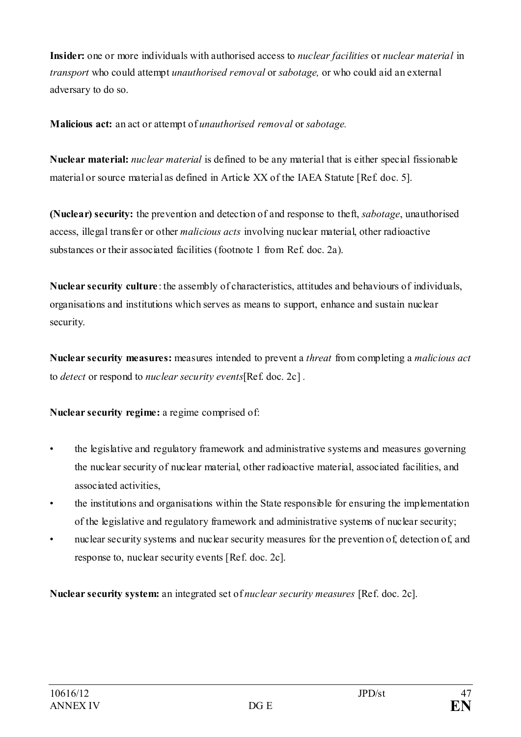**Insider:** one or more individuals with authorised access to *nuclear facilities* or *nuclear material* in *transport* who could attempt *unauthorised removal* or *sabotage,* or who could aid an external adversary to do so.

**Malicious act:** an act or attempt of *unauthorised removal* or *sabotage.*

**Nuclear material:** *nuclear material* is defined to be any material that is either special fissionable material or source material as defined in Article XX of the IAEA Statute [Ref. doc. 5].

**(Nuclear) security:** the prevention and detection of and response to theft, *sabotage*, unauthorised access, illegal transfer or other *malicious acts* involving nuclear material, other radioactive substances or their associated facilities (footnote 1 from Ref. doc. 2a).

**Nuclear security culture**: the assembly of characteristics, attitudes and behaviours of individuals, organisations and institutions which serves as means to support, enhance and sustain nuclear security.

**Nuclear security measures:** measures intended to prevent a *threat* from completing a *malicious act* to *detect* or respond to *nuclear security events*[Ref. doc. 2c] .

**Nuclear security regime:** a regime comprised of:

- the legislative and regulatory framework and administrative systems and measures governing the nuclear security of nuclear material, other radioactive material, associated facilities, and associated activities,
- the institutions and organisations within the State responsible for ensuring the implementation of the legislative and regulatory framework and administrative systems of nuclear security;
- nuclear security systems and nuclear security measures for the prevention of, detection of, and response to, nuclear security events [Ref. doc. 2c].

**Nuclear security system:** an integrated set of *nuclear security measures* [Ref. doc. 2c].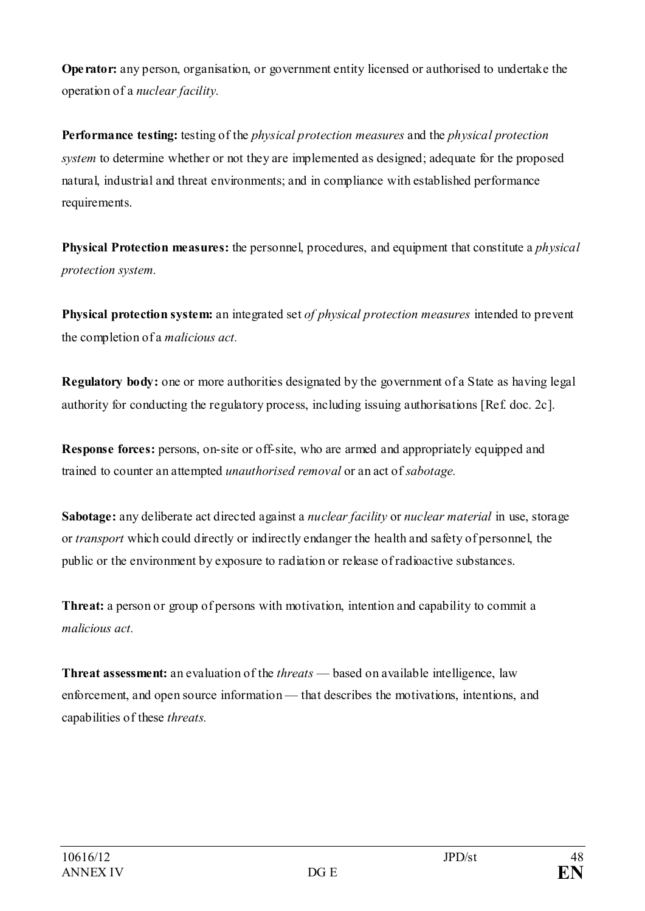**Operator:** any person, organisation, or government entity licensed or authorised to undertake the operation of a *nuclear facility.*

**Performance testing:** testing of the *physical protection measures* and the *physical protection system* to determine whether or not they are implemented as designed; adequate for the proposed natural, industrial and threat environments; and in compliance with established performance requirements.

**Physical Protection measures:** the personnel, procedures, and equipment that constitute a *physical protection system.*

**Physical protection system:** an integrated set *of physical protection measures* intended to prevent the completion of a *malicious act.*

**Regulatory body:** one or more authorities designated by the government of a State as having legal authority for conducting the regulatory process, including issuing authorisations [Ref. doc. 2c].

**Response forces:** persons, on-site or off-site, who are armed and appropriately equipped and trained to counter an attempted *unauthorised removal* or an act of *sabotage.*

**Sabotage:** any deliberate act directed against a *nuclear facility* or *nuclear material* in use, storage or *transport* which could directly or indirectly endanger the health and safety of personnel, the public or the environment by exposure to radiation or release of radioactive substances.

**Threat:** a person or group of persons with motivation, intention and capability to commit a *malicious act.*

**Threat assessment:** an evaluation of the *threats* — based on available intelligence, law enforcement, and open source information — that describes the motivations, intentions, and capabilities of these *threats.*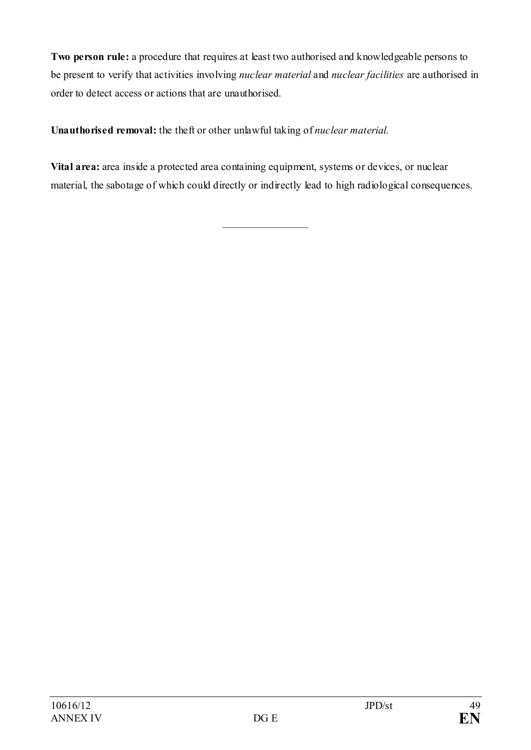**Two person rule:** a procedure that requires at least two authorised and knowledgeable persons to be present to verify that activities involving *nuclear material* and *nuclear facilities* are authorised in order to detect access or actions that are unauthorised.

**Unauthorised removal:** the theft or other unlawful taking of *nuclear material.*

**Vital area:** area inside a protected area containing equipment, systems or devices, or nuclear material, the sabotage of which could directly or indirectly lead to high radiological consequences.

________________